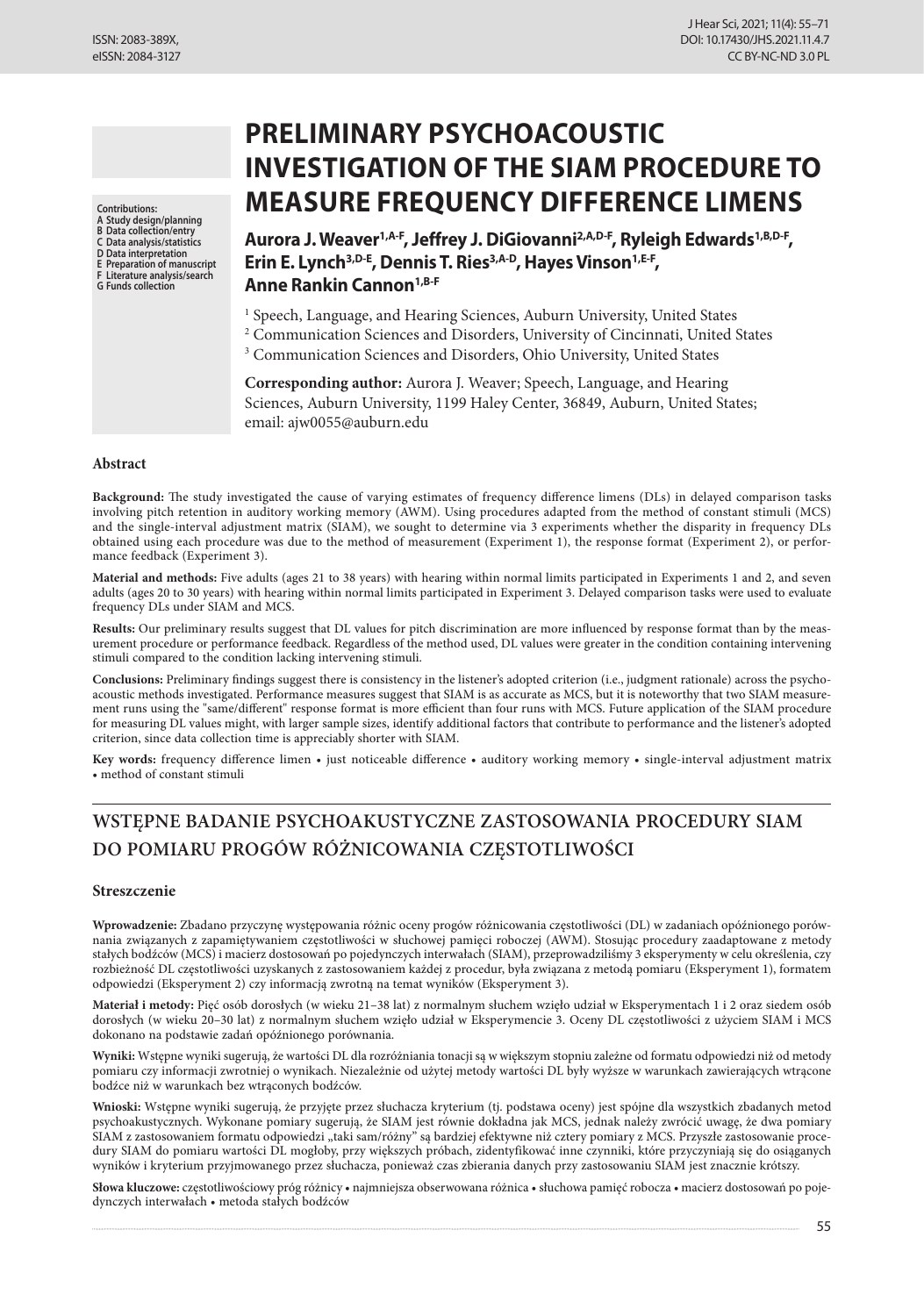# PRELIMINARY PSYCHOACOUSTIC INVESTIGATION OF THE SIAM PROCEDURE TO MEASURE FREQUENCY DIFFERENCE LIMENS

**Aurora J. Weaver[1,A-F], Jeffrey J. DiGiovanni[2,A,D-F], Ryleigh Edwards[1,B,D-F], Erin E. Lynch[3,D-E], Dennis T. Ries[3,A-D], Hayes Vinson[1,E-F], Anne Rankin Cannon[1,B-F]**

Contributions:
A Study design/planning
B Data collection/entry
C Data analysis/statistics
D Data interpretation
E Preparation of manuscript
F Literature analysis/search
G Funds collection

[1] Speech, Language, and Hearing Sciences, Auburn University, United States
[2] Communication Sciences and Disorders, University of Cincinnati, United States
[3] Communication Sciences and Disorders, Ohio University, United States

**Corresponding author:** Aurora J. Weaver; Speech, Language, and Hearing Sciences, Auburn University, 1199 Haley Center, 36849, Auburn, United States; email: ajw0055@auburn.edu

## Abstract

**Background:** The study investigated the cause of varying estimates of frequency difference limens (DLs) in delayed comparison tasks involving pitch retention in auditory working memory (AWM). Using procedures adapted from the method of constant stimuli (MCS) and the single-interval adjustment matrix (SIAM), we sought to determine via 3 experiments whether the disparity in frequency DLs obtained using each procedure was due to the method of measurement (Experiment 1), the response format (Experiment 2), or performance feedback (Experiment 3).

**Material and methods:** Five adults (ages 21 to 38 years) with hearing within normal limits participated in Experiments 1 and 2, and seven adults (ages 20 to 30 years) with hearing within normal limits participated in Experiment 3. Delayed comparison tasks were used to evaluate frequency DLs under SIAM and MCS.

**Results:** Our preliminary results suggest that DL values for pitch discrimination are more influenced by response format than by the measurement procedure or performance feedback. Regardless of the method used, DL values were greater in the condition containing intervening stimuli compared to the condition lacking intervening stimuli.

**Conclusions:** Preliminary findings suggest there is consistency in the listener's adopted criterion (i.e., judgment rationale) across the psychoacoustic methods investigated. Performance measures suggest that SIAM is as accurate as MCS, but it is noteworthy that two SIAM measurement runs using the "same/different" response format is more efficient than four runs with MCS. Future application of the SIAM procedure for measuring DL values might, with larger sample sizes, identify additional factors that contribute to performance and the listener's adopted criterion, since data collection time is appreciably shorter with SIAM.

**Key words:** frequency difference limen • just noticeable difference • auditory working memory • single-interval adjustment matrix • method of constant stimuli

## WSTĘPNE BADANIE PSYCHOAKUSTYCZNE ZASTOSOWANIA PROCEDURY SIAM DO POMIARU PROGÓW RÓŻNICOWANIA CZĘSTOTLIWOŚCI

### Streszczenie

**Wprowadzenie:** Zbadano przyczynę występowania różnic oceny progów różnicowania częstotliwości (DL) w zadaniach opóźnionego porównania związanych z zapamiętywaniem częstotliwości w słuchowej pamięci roboczej (AWM). Stosując procedury zaadaptowane z metody stałych bodźców (MCS) i macierz dostosowań po pojedynczych interwałach (SIAM), przeprowadziliśmy 3 eksperymenty w celu określenia, czy rozbieżność DL częstotliwości uzyskanych z zastosowaniem każdej z procedur, była związana z metodą pomiaru (Eksperyment 1), formatem odpowiedzi (Eksperyment 2) czy informacją zwrotną na temat wyników (Eksperyment 3).

**Materiał i metody:** Pięć osób dorosłych (w wieku 21–38 lat) z normalnym słuchem wzięło udział w Eksperymentach 1 i 2 oraz siedem osób dorosłych (w wieku 20–30 lat) z normalnym słuchem wzięło udział w Eksperymencie 3. Oceny DL częstotliwości z użyciem SIAM i MCS dokonano na podstawie zadań opóźnionego porównania.

**Wyniki:** Wstępne wyniki sugerują, że wartości DL dla rozróżniania tonacji są w większym stopniu zależne od formatu odpowiedzi niż od metody pomiaru czy informacji zwrotnej o wynikach. Niezależnie od użytej metody wartości DL były wyższe w warunkach zawierających wtrącone bodźce niż w warunkach bez wtrąconych bodźców.

**Wnioski:** Wstępne wyniki sugerują, że przyjęte przez słuchacza kryterium (tj. podstawa oceny) jest spójne dla wszystkich zbadanych metod psychoakustycznych. Wykonane pomiary sugerują, że SIAM jest równie dokładna jak MCS, jednak należy zwrócić uwagę, że dwa pomiary SIAM z zastosowaniem formatu odpowiedzi „taki sam/różny" są bardziej efektywne niż cztery pomiary z MCS. Przyszłe zastosowanie procedury SIAM do pomiaru wartości DL mogłoby, przy większych próbach, zidentyfikować inne czynniki, które przyczyniają się do osiąganych wyników i kryterium przyjmowanego przez słuchacza, ponieważ czas zbierania danych przy zastosowaniu SIAM jest znacznie krótszy.

**Słowa kluczowe:** częstotliwościowy próg różnicy • najmniejsza obserwowana różnica • słuchowa pamięć robocza • macierz dostosowań po pojedynczych interwałach • metoda stałych bodźców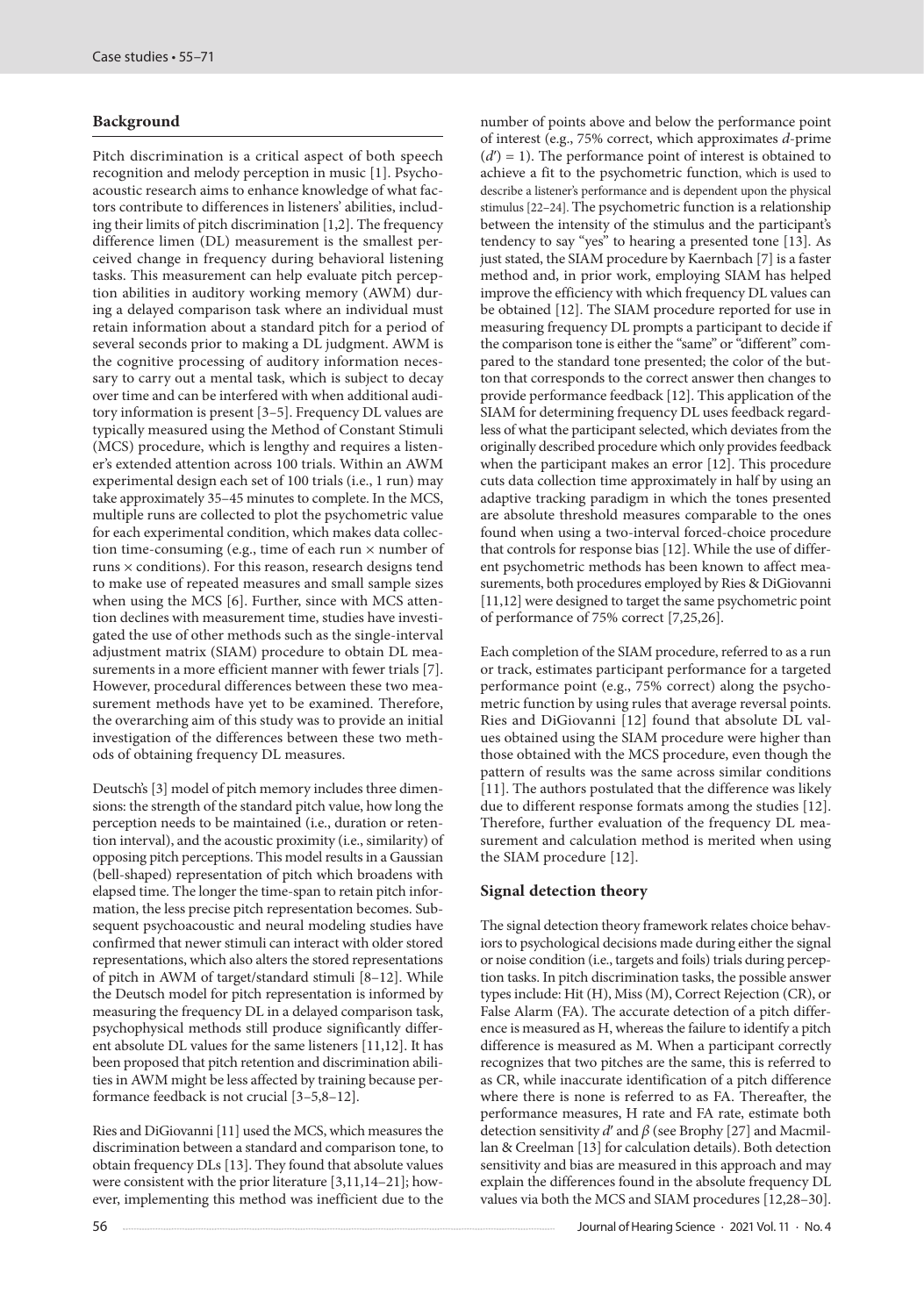## Background

Pitch discrimination is a critical aspect of both speech recognition and melody perception in music [1]. Psychoacoustic research aims to enhance knowledge of what factors contribute to differences in listeners' abilities, including their limits of pitch discrimination [1,2]. The frequency difference limen (DL) measurement is the smallest perceived change in frequency during behavioral listening tasks. This measurement can help evaluate pitch perception abilities in auditory working memory (AWM) during a delayed comparison task where an individual must retain information about a standard pitch for a period of several seconds prior to making a DL judgment. AWM is the cognitive processing of auditory information necessary to carry out a mental task, which is subject to decay over time and can be interfered with when additional auditory information is present [3–5]. Frequency DL values are typically measured using the Method of Constant Stimuli (MCS) procedure, which is lengthy and requires a listener's extended attention across 100 trials. Within an AWM experimental design each set of 100 trials (i.e., 1 run) may take approximately 35–45 minutes to complete. In the MCS, multiple runs are collected to plot the psychometric value for each experimental condition, which makes data collection time-consuming (e.g., time of each run × number of runs × conditions). For this reason, research designs tend to make use of repeated measures and small sample sizes when using the MCS [6]. Further, since with MCS attention declines with measurement time, studies have investigated the use of other methods such as the single-interval adjustment matrix (SIAM) procedure to obtain DL measurements in a more efficient manner with fewer trials [7]. However, procedural differences between these two measurement methods have yet to be examined. Therefore, the overarching aim of this study was to provide an initial investigation of the differences between these two methods of obtaining frequency DL measures.

Deutsch's [3] model of pitch memory includes three dimensions: the strength of the standard pitch value, how long the perception needs to be maintained (i.e., duration or retention interval), and the acoustic proximity (i.e., similarity) of opposing pitch perceptions. This model results in a Gaussian (bell-shaped) representation of pitch which broadens with elapsed time. The longer the time-span to retain pitch information, the less precise pitch representation becomes. Subsequent psychoacoustic and neural modeling studies have confirmed that newer stimuli can interact with older stored representations, which also alters the stored representations of pitch in AWM of target/standard stimuli [8–12]. While the Deutsch model for pitch representation is informed by measuring the frequency DL in a delayed comparison task, psychophysical methods still produce significantly different absolute DL values for the same listeners [11,12]. It has been proposed that pitch retention and discrimination abilities in AWM might be less affected by training because performance feedback is not crucial [3–5,8–12].

Ries and DiGiovanni [11] used the MCS, which measures the discrimination between a standard and comparison tone, to obtain frequency DLs [13]. They found that absolute values were consistent with the prior literature [3,11,14–21]; however, implementing this method was inefficient due to the number of points above and below the performance point of interest (e.g., 75% correct, which approximates *d*-prime ($d'$) = 1). The performance point of interest is obtained to achieve a fit to the psychometric function, which is used to describe a listener's performance and is dependent upon the physical stimulus [22–24]. The psychometric function is a relationship between the intensity of the stimulus and the participant's tendency to say "yes" to hearing a presented tone [13]. As just stated, the SIAM procedure by Kaernbach [7] is a faster method and, in prior work, employing SIAM has helped improve the efficiency with which frequency DL values can be obtained [12]. The SIAM procedure reported for use in measuring frequency DL prompts a participant to decide if the comparison tone is either the "same" or "different" compared to the standard tone presented; the color of the button that corresponds to the correct answer then changes to provide performance feedback [12]. This application of the SIAM for determining frequency DL uses feedback regardless of what the participant selected, which deviates from the originally described procedure which only provides feedback when the participant makes an error [12]. This procedure cuts data collection time approximately in half by using an adaptive tracking paradigm in which the tones presented are absolute threshold measures comparable to the ones found when using a two-interval forced-choice procedure that controls for response bias [12]. While the use of different psychometric methods has been known to affect measurements, both procedures employed by Ries & DiGiovanni [11,12] were designed to target the same psychometric point of performance of 75% correct [7,25,26].

Each completion of the SIAM procedure, referred to as a run or track, estimates participant performance for a targeted performance point (e.g., 75% correct) along the psychometric function by using rules that average reversal points. Ries and DiGiovanni [12] found that absolute DL values obtained using the SIAM procedure were higher than those obtained with the MCS procedure, even though the pattern of results was the same across similar conditions [11]. The authors postulated that the difference was likely due to different response formats among the studies [12]. Therefore, further evaluation of the frequency DL measurement and calculation method is merited when using the SIAM procedure [12].

## Signal detection theory

The signal detection theory framework relates choice behaviors to psychological decisions made during either the signal or noise condition (i.e., targets and foils) trials during perception tasks. In pitch discrimination tasks, the possible answer types include: Hit (H), Miss (M), Correct Rejection (CR), or False Alarm (FA). The accurate detection of a pitch difference is measured as H, whereas the failure to identify a pitch difference is measured as M. When a participant correctly recognizes that two pitches are the same, this is referred to as CR, while inaccurate identification of a pitch difference where there is none is referred to as FA. Thereafter, the performance measures, H rate and FA rate, estimate both detection sensitivity $d'$ and $\beta$ (see Brophy [27] and Macmillan & Creelman [13] for calculation details). Both detection sensitivity and bias are measured in this approach and may explain the differences found in the absolute frequency DL values via both the MCS and SIAM procedures [12,28–30].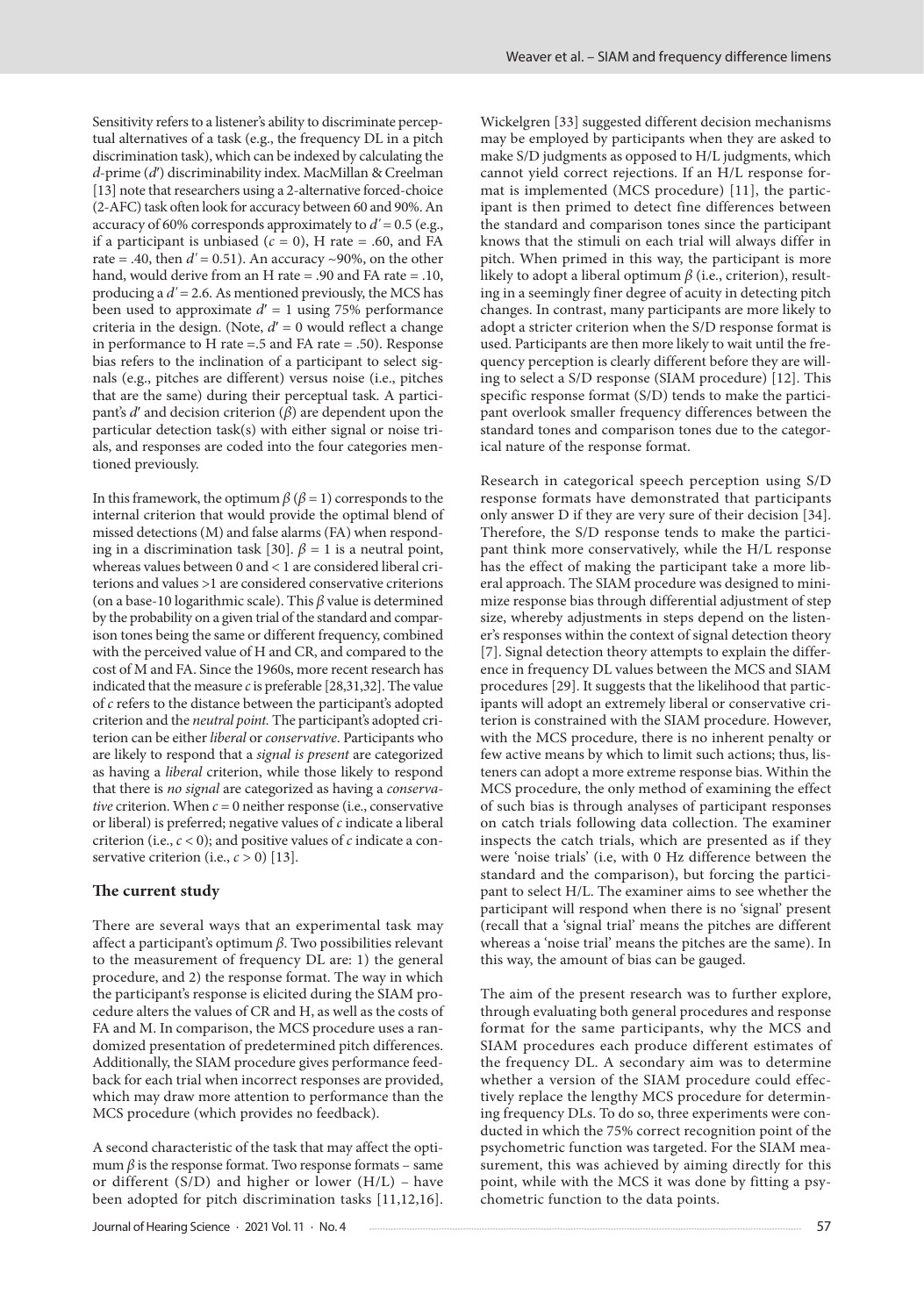Sensitivity refers to a listener's ability to discriminate perceptual alternatives of a task (e.g., the frequency DL in a pitch discrimination task), which can be indexed by calculating the *d*-prime ($d'$) discriminability index. MacMillan & Creelman [13] note that researchers using a 2-alternative forced-choice (2-AFC) task often look for accuracy between 60 and 90%. An accuracy of 60% corresponds approximately to $d' = 0.5$ (e.g., if a participant is unbiased ($c = 0$), H rate = .60, and FA rate = .40, then $d' = 0.51$). An accuracy ~90%, on the other hand, would derive from an H rate = .90 and FA rate = .10, producing a $d' = 2.6$. As mentioned previously, the MCS has been used to approximate $d' = 1$ using 75% performance criteria in the design. (Note, $d' = 0$ would reflect a change in performance to H rate =.5 and FA rate = .50). Response bias refers to the inclination of a participant to select signals (e.g., pitches are different) versus noise (i.e., pitches that are the same) during their perceptual task. A participant's $d'$ and decision criterion ($\beta$) are dependent upon the particular detection task(s) with either signal or noise trials, and responses are coded into the four categories mentioned previously.

In this framework, the optimum $\beta$ ($\beta = 1$) corresponds to the internal criterion that would provide the optimal blend of missed detections (M) and false alarms (FA) when responding in a discrimination task [30]. $\beta = 1$ is a neutral point, whereas values between 0 and < 1 are considered liberal criterions and values >1 are considered conservative criterions (on a base-10 logarithmic scale). This $\beta$ value is determined by the probability on a given trial of the standard and comparison tones being the same or different frequency, combined with the perceived value of H and CR, and compared to the cost of M and FA. Since the 1960s, more recent research has indicated that the measure $c$ is preferable [28,31,32]. The value of $c$ refers to the distance between the participant's adopted criterion and the *neutral point*. The participant's adopted criterion can be either *liberal* or *conservative*. Participants who are likely to respond that a *signal is present* are categorized as having a *liberal* criterion, while those likely to respond that there is *no signal* are categorized as having a *conservative* criterion. When $c = 0$ neither response (i.e., conservative or liberal) is preferred; negative values of $c$ indicate a liberal criterion (i.e., $c < 0$); and positive values of $c$ indicate a conservative criterion (i.e., $c > 0$) [13].

### The current study

There are several ways that an experimental task may affect a participant's optimum $\beta$. Two possibilities relevant to the measurement of frequency DL are: 1) the general procedure, and 2) the response format. The way in which the participant's response is elicited during the SIAM procedure alters the values of CR and H, as well as the costs of FA and M. In comparison, the MCS procedure uses a randomized presentation of predetermined pitch differences. Additionally, the SIAM procedure gives performance feedback for each trial when incorrect responses are provided, which may draw more attention to performance than the MCS procedure (which provides no feedback).

A second characteristic of the task that may affect the optimum $\beta$ is the response format. Two response formats – same or different (S/D) and higher or lower (H/L) – have been adopted for pitch discrimination tasks [11,12,16]. Wickelgren [33] suggested different decision mechanisms may be employed by participants when they are asked to make S/D judgments as opposed to H/L judgments, which cannot yield correct rejections. If an H/L response format is implemented (MCS procedure) [11], the participant is then primed to detect fine differences between the standard and comparison tones since the participant knows that the stimuli on each trial will always differ in pitch. When primed in this way, the participant is more likely to adopt a liberal optimum $\beta$ (i.e., criterion), resulting in a seemingly finer degree of acuity in detecting pitch changes. In contrast, many participants are more likely to adopt a stricter criterion when the S/D response format is used. Participants are then more likely to wait until the frequency perception is clearly different before they are willing to select a S/D response (SIAM procedure) [12]. This specific response format (S/D) tends to make the participant overlook smaller frequency differences between the standard tones and comparison tones due to the categorical nature of the response format.

Research in categorical speech perception using S/D response formats have demonstrated that participants only answer D if they are very sure of their decision [34]. Therefore, the S/D response tends to make the participant think more conservatively, while the H/L response has the effect of making the participant take a more liberal approach. The SIAM procedure was designed to minimize response bias through differential adjustment of step size, whereby adjustments in steps depend on the listener's responses within the context of signal detection theory [7]. Signal detection theory attempts to explain the difference in frequency DL values between the MCS and SIAM procedures [29]. It suggests that the likelihood that participants will adopt an extremely liberal or conservative criterion is constrained with the SIAM procedure. However, with the MCS procedure, there is no inherent penalty or few active means by which to limit such actions; thus, listeners can adopt a more extreme response bias. Within the MCS procedure, the only method of examining the effect of such bias is through analyses of participant responses on catch trials following data collection. The examiner inspects the catch trials, which are presented as if they were 'noise trials' (i.e, with 0 Hz difference between the standard and the comparison), but forcing the participant to select H/L. The examiner aims to see whether the participant will respond when there is no 'signal' present (recall that a 'signal trial' means the pitches are different whereas a 'noise trial' means the pitches are the same). In this way, the amount of bias can be gauged.

The aim of the present research was to further explore, through evaluating both general procedures and response format for the same participants, why the MCS and SIAM procedures each produce different estimates of the frequency DL. A secondary aim was to determine whether a version of the SIAM procedure could effectively replace the lengthy MCS procedure for determining frequency DLs. To do so, three experiments were conducted in which the 75% correct recognition point of the psychometric function was targeted. For the SIAM measurement, this was achieved by aiming directly for this point, while with the MCS it was done by fitting a psychometric function to the data points.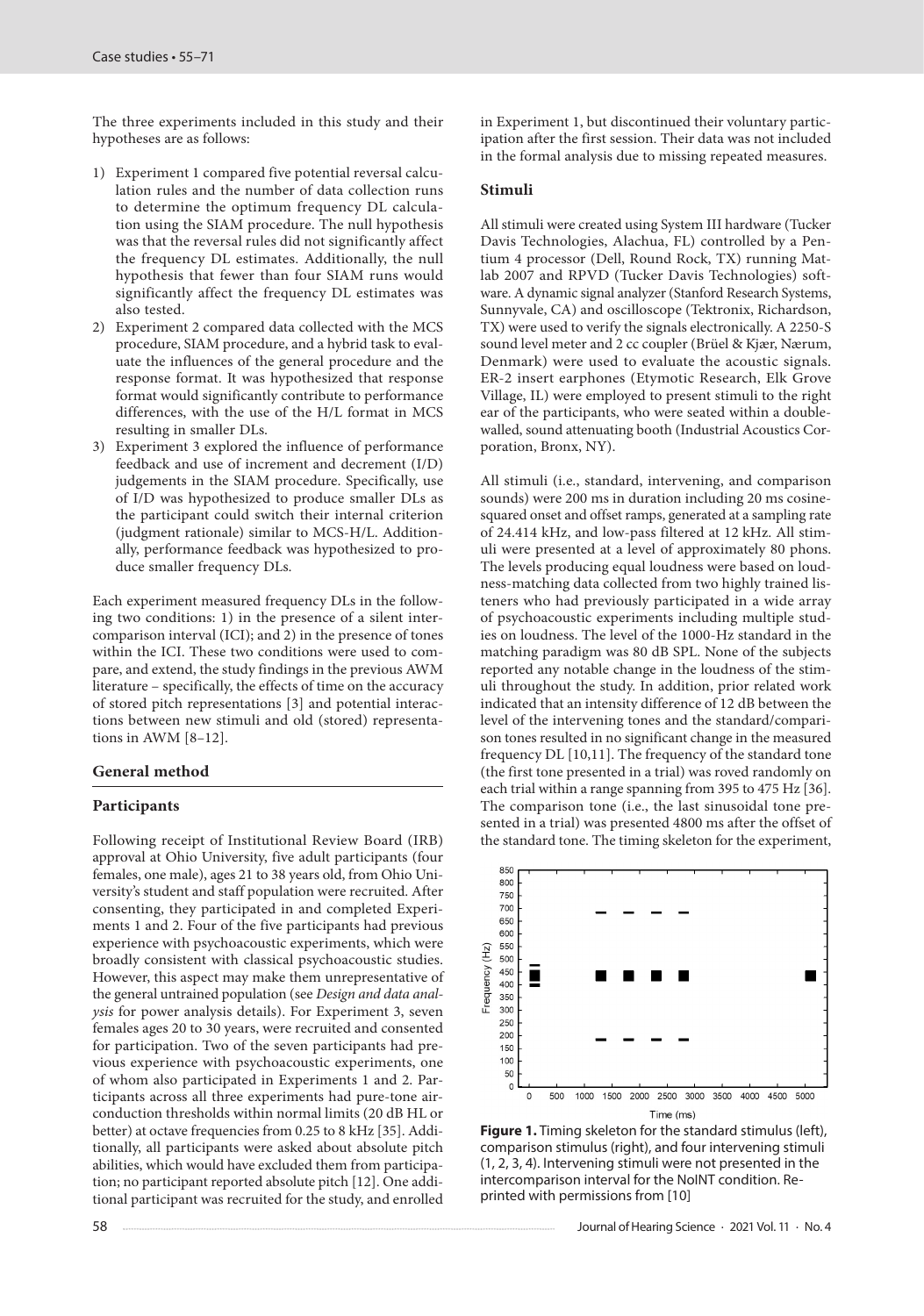The three experiments included in this study and their hypotheses are as follows:

1) Experiment 1 compared five potential reversal calculation rules and the number of data collection runs to determine the optimum frequency DL calculation using the SIAM procedure. The null hypothesis was that the reversal rules did not significantly affect the frequency DL estimates. Additionally, the null hypothesis that fewer than four SIAM runs would significantly affect the frequency DL estimates was also tested.
2) Experiment 2 compared data collected with the MCS procedure, SIAM procedure, and a hybrid task to evaluate the influences of the general procedure and the response format. It was hypothesized that response format would significantly contribute to performance differences, with the use of the H/L format in MCS resulting in smaller DLs.
3) Experiment 3 explored the influence of performance feedback and use of increment and decrement (I/D) judgements in the SIAM procedure. Specifically, use of I/D was hypothesized to produce smaller DLs as the participant could switch their internal criterion (judgment rationale) similar to MCS-H/L. Additionally, performance feedback was hypothesized to produce smaller frequency DLs.

Each experiment measured frequency DLs in the following two conditions: 1) in the presence of a silent intercomparison interval (ICI); and 2) in the presence of tones within the ICI. These two conditions were used to compare, and extend, the study findings in the previous AWM literature – specifically, the effects of time on the accuracy of stored pitch representations [3] and potential interactions between new stimuli and old (stored) representations in AWM [8–12].

## General method

### Participants

Following receipt of Institutional Review Board (IRB) approval at Ohio University, five adult participants (four females, one male), ages 21 to 38 years old, from Ohio University's student and staff population were recruited. After consenting, they participated in and completed Experiments 1 and 2. Four of the five participants had previous experience with psychoacoustic experiments, which were broadly consistent with classical psychoacoustic studies. However, this aspect may make them unrepresentative of the general untrained population (see *Design and data analysis* for power analysis details). For Experiment 3, seven females ages 20 to 30 years, were recruited and consented for participation. Two of the seven participants had previous experience with psychoacoustic experiments, one of whom also participated in Experiments 1 and 2. Participants across all three experiments had pure-tone air-conduction thresholds within normal limits (20 dB HL or better) at octave frequencies from 0.25 to 8 kHz [35]. Additionally, all participants were asked about absolute pitch abilities, which would have excluded them from participation; no participant reported absolute pitch [12]. One additional participant was recruited for the study, and enrolled in Experiment 1, but discontinued their voluntary participation after the first session. Their data was not included in the formal analysis due to missing repeated measures.

### Stimuli

All stimuli were created using System III hardware (Tucker Davis Technologies, Alachua, FL) controlled by a Pentium 4 processor (Dell, Round Rock, TX) running Matlab 2007 and RPVD (Tucker Davis Technologies) software. A dynamic signal analyzer (Stanford Research Systems, Sunnyvale, CA) and oscilloscope (Tektronix, Richardson, TX) were used to verify the signals electronically. A 2250-S sound level meter and 2 cc coupler (Brüel & Kjær, Nærum, Denmark) were used to evaluate the acoustic signals. ER-2 insert earphones (Etymotic Research, Elk Grove Village, IL) were employed to present stimuli to the right ear of the participants, who were seated within a double-walled, sound attenuating booth (Industrial Acoustics Corporation, Bronx, NY).

All stimuli (i.e., standard, intervening, and comparison sounds) were 200 ms in duration including 20 ms cosine-squared onset and offset ramps, generated at a sampling rate of 24.414 kHz, and low-pass filtered at 12 kHz. All stimuli were presented at a level of approximately 80 phons. The levels producing equal loudness were based on loudness-matching data collected from two highly trained listeners who had previously participated in a wide array of psychoacoustic experiments including multiple studies on loudness. The level of the 1000-Hz standard in the matching paradigm was 80 dB SPL. None of the subjects reported any notable change in the loudness of the stimuli throughout the study. In addition, prior related work indicated that an intensity difference of 12 dB between the level of the intervening tones and the standard/comparison tones resulted in no significant change in the measured frequency DL [10,11]. The frequency of the standard tone (the first tone presented in a trial) was roved randomly on each trial within a range spanning from 395 to 475 Hz [36]. The comparison tone (i.e., the last sinusoidal tone presented in a trial) was presented 4800 ms after the offset of the standard tone. The timing skeleton for the experiment,

**Figure 1.** Timing skeleton for the standard stimulus (left), comparison stimulus (right), and four intervening stimuli (1, 2, 3, 4). Intervening stimuli were not presented in the intercomparison interval for the NoINT condition. Reprinted with permissions from [10]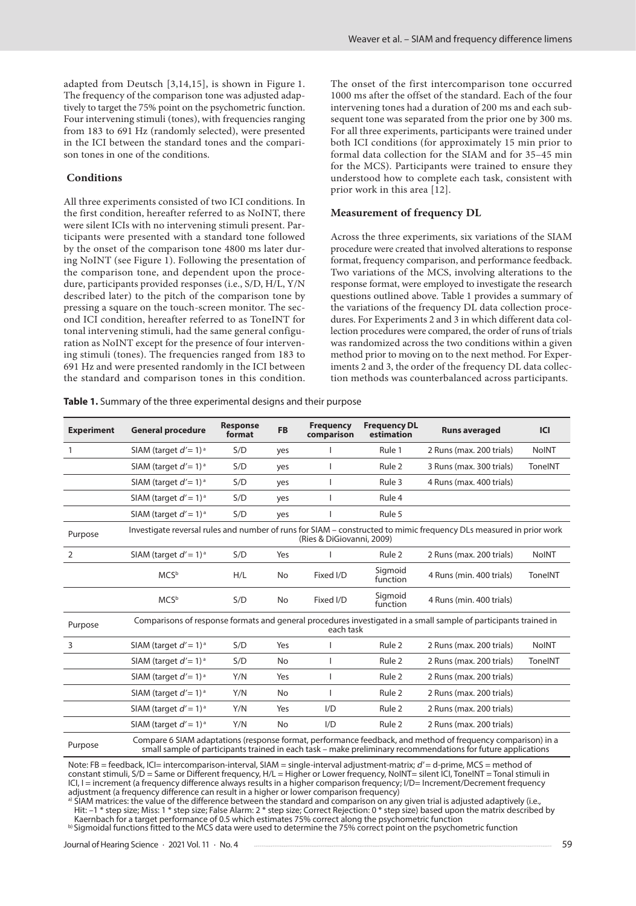adapted from Deutsch [3,14,15], is shown in Figure 1. The frequency of the comparison tone was adjusted adaptively to target the 75% point on the psychometric function. Four intervening stimuli (tones), with frequencies ranging from 183 to 691 Hz (randomly selected), were presented in the ICI between the standard tones and the comparison tones in one of the conditions.

## Conditions

All three experiments consisted of two ICI conditions. In the first condition, hereafter referred to as NoINT, there were silent ICIs with no intervening stimuli present. Participants were presented with a standard tone followed by the onset of the comparison tone 4800 ms later during NoINT (see Figure 1). Following the presentation of the comparison tone, and dependent upon the procedure, participants provided responses (i.e., S/D, H/L, Y/N described later) to the pitch of the comparison tone by pressing a square on the touch-screen monitor. The second ICI condition, hereafter referred to as ToneINT for tonal intervening stimuli, had the same general configuration as NoINT except for the presence of four intervening stimuli (tones). The frequencies ranged from 183 to 691 Hz and were presented randomly in the ICI between the standard and comparison tones in this condition. The onset of the first intercomparison tone occurred 1000 ms after the offset of the standard. Each of the four intervening tones had a duration of 200 ms and each subsequent tone was separated from the prior one by 300 ms. For all three experiments, participants were trained under both ICI conditions (for approximately 15 min prior to formal data collection for the SIAM and for 35–45 min for the MCS). Participants were trained to ensure they understood how to complete each task, consistent with prior work in this area [12].

## Measurement of frequency DL

Across the three experiments, six variations of the SIAM procedure were created that involved alterations to response format, frequency comparison, and performance feedback. Two variations of the MCS, involving alterations to the response format, were employed to investigate the research questions outlined above. Table 1 provides a summary of the variations of the frequency DL data collection procedures. For Experiments 2 and 3 in which different data collection procedures were compared, the order of runs of trials was randomized across the two conditions within a given method prior to moving on to the next method. For Experiments 2 and 3, the order of the frequency DL data collection methods was counterbalanced across participants.

**Table 1.** Summary of the three experimental designs and their purpose

| Experiment | General procedure | Response format | FB | Frequency comparison | Frequency DL estimation | Runs averaged | ICI |
|---|---|---|---|---|---|---|---|
| 1 | SIAM (target $d' = 1$) [a] | S/D | yes | I | Rule 1 | 2 Runs (max. 200 trials) | NoINT |
| | SIAM (target $d' = 1$) [a] | S/D | yes | I | Rule 2 | 3 Runs (max. 300 trials) | ToneINT |
| | SIAM (target $d' = 1$) [a] | S/D | yes | I | Rule 3 | 4 Runs (max. 400 trials) | |
| | SIAM (target $d' = 1$) [a] | S/D | yes | I | Rule 4 | | |
| | SIAM (target $d' = 1$) [a] | S/D | yes | I | Rule 5 | | |
| Purpose | Investigate reversal rules and number of runs for SIAM – constructed to mimic frequency DLs measured in prior work (Ries & DiGiovanni, 2009) | | | | | | |
| 2 | SIAM (target $d' = 1$) [a] | S/D | Yes | I | Rule 2 | 2 Runs (max. 200 trials) | NoINT |
| | MCS[b] | H/L | No | Fixed I/D | Sigmoid function | 4 Runs (min. 400 trials) | ToneINT |
| | MCS[b] | S/D | No | Fixed I/D | Sigmoid function | 4 Runs (min. 400 trials) | |
| Purpose | Comparisons of response formats and general procedures investigated in a small sample of participants trained in each task | | | | | | |
| 3 | SIAM (target $d' = 1$) [a] | S/D | Yes | I | Rule 2 | 2 Runs (max. 200 trials) | NoINT |
| | SIAM (target $d' = 1$) [a] | S/D | No | I | Rule 2 | 2 Runs (max. 200 trials) | ToneINT |
| | SIAM (target $d' = 1$) [a] | Y/N | Yes | I | Rule 2 | 2 Runs (max. 200 trials) | |
| | SIAM (target $d' = 1$) [a] | Y/N | No | I | Rule 2 | 2 Runs (max. 200 trials) | |
| | SIAM (target $d' = 1$) [a] | Y/N | Yes | I/D | Rule 2 | 2 Runs (max. 200 trials) | |
| | SIAM (target $d' = 1$) [a] | Y/N | No | I/D | Rule 2 | 2 Runs (max. 200 trials) | |
| Purpose | Compare 6 SIAM adaptations (response format, performance feedback, and method of frequency comparison) in a small sample of participants trained in each task – make preliminary recommendations for future applications | | | | | | |

Note: FB = feedback, ICI= intercomparison-interval, SIAM = single-interval adjustment-matrix; $d'$ = d-prime, MCS = method of constant stimuli, S/D = Same or Different frequency, H/L = Higher or Lower frequency, NoINT= silent ICI, ToneINT = Tonal stimuli in ICI, I = increment (a frequency difference always results in a higher comparison frequency; I/D= Increment/Decrement frequency adjustment (a frequency difference can result in a higher or lower comparison frequency)

[a] SIAM matrices: the value of the difference between the standard and comparison on any given trial is adjusted adaptively (i.e., Hit: –1 * step size; Miss: 1 * step size; False Alarm: 2 * step size; Correct Rejection: 0 * step size) based upon the matrix described by Kaernbach for a target performance of 0.5 which estimates 75% correct along the psychometric function

[b] Sigmoidal functions fitted to the MCS data were used to determine the 75% correct point on the psychometric function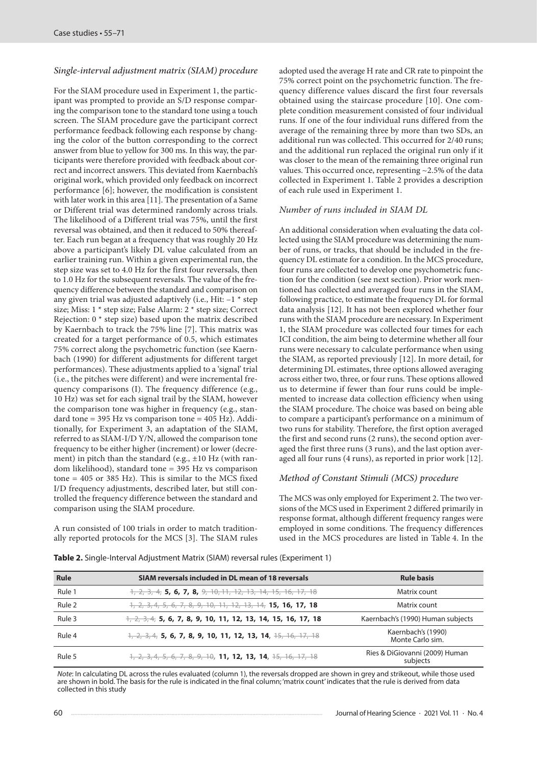### *Single-interval adjustment matrix (SIAM) procedure*

For the SIAM procedure used in Experiment 1, the participant was prompted to provide an S/D response comparing the comparison tone to the standard tone using a touch screen. The SIAM procedure gave the participant correct performance feedback following each response by changing the color of the button corresponding to the correct answer from blue to yellow for 300 ms. In this way, the participants were therefore provided with feedback about correct and incorrect answers. This deviated from Kaernbach's original work, which provided only feedback on incorrect performance [6]; however, the modification is consistent with later work in this area [11]. The presentation of a Same or Different trial was determined randomly across trials. The likelihood of a Different trial was 75%, until the first reversal was obtained, and then it reduced to 50% thereafter. Each run began at a frequency that was roughly 20 Hz above a participant's likely DL value calculated from an earlier training run. Within a given experimental run, the step size was set to 4.0 Hz for the first four reversals, then to 1.0 Hz for the subsequent reversals. The value of the frequency difference between the standard and comparison on any given trial was adjusted adaptively (i.e., Hit: –1 * step size; Miss: 1 * step size; False Alarm: 2 * step size; Correct Rejection: 0 * step size) based upon the matrix described by Kaernbach to track the 75% line [7]. This matrix was created for a target performance of 0.5, which estimates 75% correct along the psychometric function (see Kaernbach (1990) for different adjustments for different target performances). These adjustments applied to a 'signal' trial (i.e., the pitches were different) and were incremental frequency comparisons (I). The frequency difference (e.g., 10 Hz) was set for each signal trail by the SIAM, however the comparison tone was higher in frequency (e.g., standard tone = 395 Hz vs comparison tone = 405 Hz). Additionally, for Experiment 3, an adaptation of the SIAM, referred to as SIAM-I/D Y/N, allowed the comparison tone frequency to be either higher (increment) or lower (decrement) in pitch than the standard (e.g., ±10 Hz (with random likelihood), standard tone = 395 Hz vs comparison tone = 405 or 385 Hz). This is similar to the MCS fixed I/D frequency adjustments, described later, but still controlled the frequency difference between the standard and comparison using the SIAM procedure.

A run consisted of 100 trials in order to match traditionally reported protocols for the MCS [3]. The SIAM rules adopted used the average H rate and CR rate to pinpoint the 75% correct point on the psychometric function. The frequency difference values discard the first four reversals obtained using the staircase procedure [10]. One complete condition measurement consisted of four individual runs. If one of the four individual runs differed from the average of the remaining three by more than two SDs, an additional run was collected. This occurred for 2/40 runs; and the additional run replaced the original run only if it was closer to the mean of the remaining three original run values. This occurred once, representing ~2.5% of the data collected in Experiment 1. Table 2 provides a description of each rule used in Experiment 1.

### *Number of runs included in SIAM DL*

An additional consideration when evaluating the data collected using the SIAM procedure was determining the number of runs, or tracks, that should be included in the frequency DL estimate for a condition. In the MCS procedure, four runs are collected to develop one psychometric function for the condition (see next section). Prior work mentioned has collected and averaged four runs in the SIAM, following practice, to estimate the frequency DL for formal data analysis [12]. It has not been explored whether four runs with the SIAM procedure are necessary. In Experiment 1, the SIAM procedure was collected four times for each ICI condition, the aim being to determine whether all four runs were necessary to calculate performance when using the SIAM, as reported previously [12]. In more detail, for determining DL estimates, three options allowed averaging across either two, three, or four runs. These options allowed us to determine if fewer than four runs could be implemented to increase data collection efficiency when using the SIAM procedure. The choice was based on being able to compare a participant's performance on a minimum of two runs for stability. Therefore, the first option averaged the first and second runs (2 runs), the second option averaged the first three runs (3 runs), and the last option averaged all four runs (4 runs), as reported in prior work [12].

### *Method of Constant Stimuli (MCS) procedure*

The MCS was only employed for Experiment 2. The two versions of the MCS used in Experiment 2 differed primarily in response format, although different frequency ranges were employed in some conditions. The frequency differences used in the MCS procedures are listed in Table 4. In the

**Table 2.** Single-Interval Adjustment Matrix (SIAM) reversal rules (Experiment 1)

| Rule | SIAM reversals included in DL mean of 18 reversals | Rule basis |
|---|---|---|
| Rule 1 | ~~1, 2, 3, 4,~~ **5, 6, 7, 8,** ~~9, 10, 11, 12, 13, 14, 15, 16, 17, 18~~ | Matrix count |
| Rule 2 | ~~1, 2, 3, 4, 5, 6, 7, 8, 9, 10, 11, 12, 13, 14,~~ **15, 16, 17, 18** | Matrix count |
| Rule 3 | ~~1, 2, 3, 4,~~ **5, 6, 7, 8, 9, 10, 11, 12, 13, 14, 15, 16, 17, 18** | Kaernbach's (1990) Human subjects |
| Rule 4 | ~~1, 2, 3, 4,~~ **5, 6, 7, 8, 9, 10, 11, 12, 13, 14,** ~~15, 16, 17, 18~~ | Kaernbach's (1990) Monte Carlo sim. |
| Rule 5 | ~~1, 2, 3, 4, 5, 6, 7, 8, 9, 10,~~ **11, 12, 13, 14,** ~~15, 16, 17, 18~~ | Ries & DiGiovanni (2009) Human subjects |

*Note*: In calculating DL across the rules evaluated (column 1), the reversals dropped are shown in grey and strikeout, while those used are shown in bold. The basis for the rule is indicated in the final column; 'matrix count' indicates that the rule is derived from data collected in this study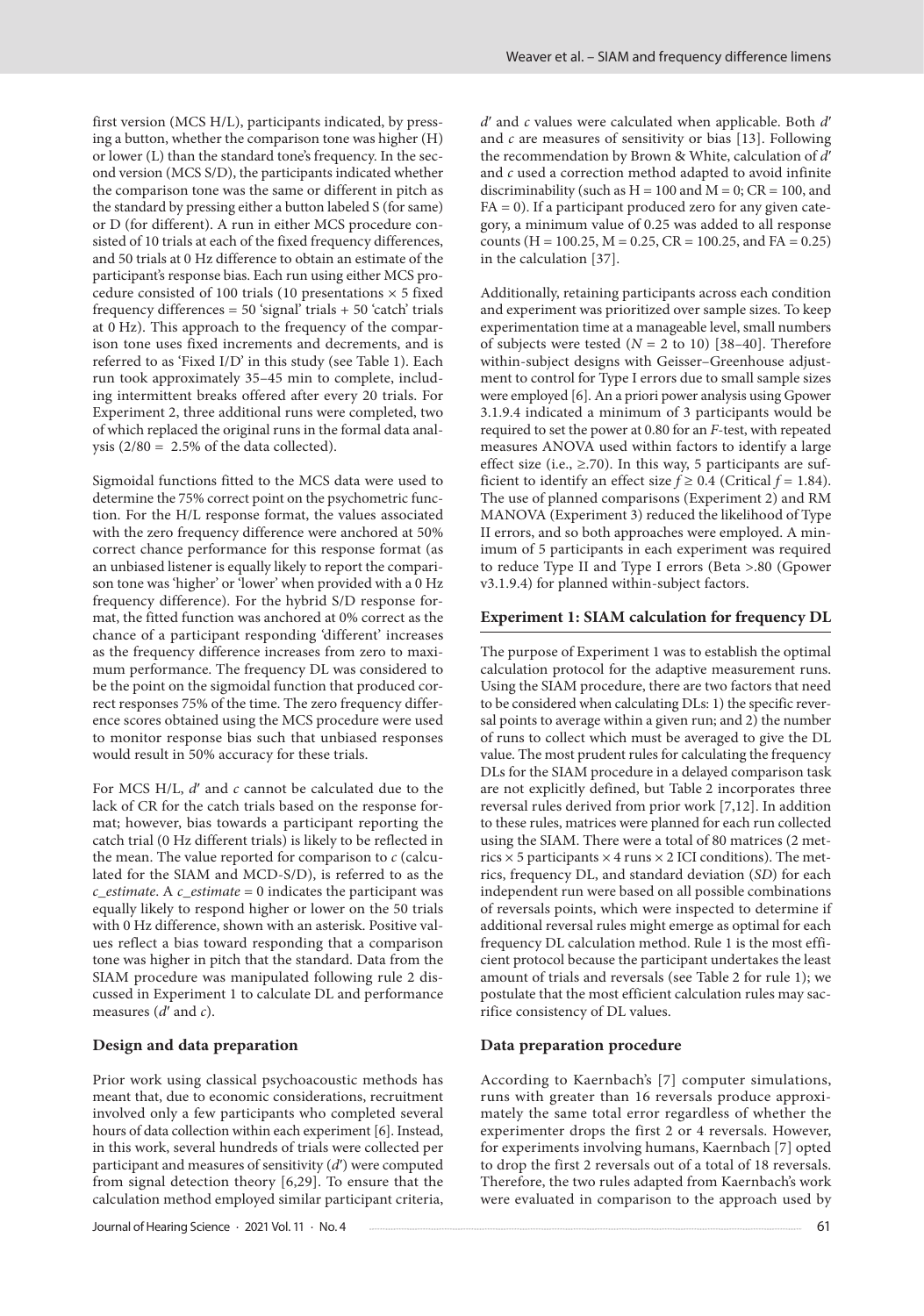first version (MCS H/L), participants indicated, by pressing a button, whether the comparison tone was higher (H) or lower (L) than the standard tone's frequency. In the second version (MCS S/D), the participants indicated whether the comparison tone was the same or different in pitch as the standard by pressing either a button labeled S (for same) or D (for different). A run in either MCS procedure consisted of 10 trials at each of the fixed frequency differences, and 50 trials at 0 Hz difference to obtain an estimate of the participant's response bias. Each run using either MCS procedure consisted of 100 trials (10 presentations × 5 fixed frequency differences = 50 'signal' trials + 50 'catch' trials at 0 Hz). This approach to the frequency of the comparison tone uses fixed increments and decrements, and is referred to as 'Fixed I/D' in this study (see Table 1). Each run took approximately 35–45 min to complete, including intermittent breaks offered after every 20 trials. For Experiment 2, three additional runs were completed, two of which replaced the original runs in the formal data analysis (2/80 = 2.5% of the data collected).

Sigmoidal functions fitted to the MCS data were used to determine the 75% correct point on the psychometric function. For the H/L response format, the values associated with the zero frequency difference were anchored at 50% correct chance performance for this response format (as an unbiased listener is equally likely to report the comparison tone was 'higher' or 'lower' when provided with a 0 Hz frequency difference). For the hybrid S/D response format, the fitted function was anchored at 0% correct as the chance of a participant responding 'different' increases as the frequency difference increases from zero to maximum performance. The frequency DL was considered to be the point on the sigmoidal function that produced correct responses 75% of the time. The zero frequency difference scores obtained using the MCS procedure were used to monitor response bias such that unbiased responses would result in 50% accuracy for these trials.

For MCS H/L, $d'$ and $c$ cannot be calculated due to the lack of CR for the catch trials based on the response format; however, bias towards a participant reporting the catch trial (0 Hz different trials) is likely to be reflected in the mean. The value reported for comparison to $c$ (calculated for the SIAM and MCD-S/D), is referred to as the *c_estimate*. A *c_estimate* = 0 indicates the participant was equally likely to respond higher or lower on the 50 trials with 0 Hz difference, shown with an asterisk. Positive values reflect a bias toward responding that a comparison tone was higher in pitch that the standard. Data from the SIAM procedure was manipulated following rule 2 discussed in Experiment 1 to calculate DL and performance measures ($d'$ and $c$).

### Design and data preparation

Prior work using classical psychoacoustic methods has meant that, due to economic considerations, recruitment involved only a few participants who completed several hours of data collection within each experiment [6]. Instead, in this work, several hundreds of trials were collected per participant and measures of sensitivity ($d'$) were computed from signal detection theory [6,29]. To ensure that the calculation method employed similar participant criteria, $d'$ and $c$ values were calculated when applicable. Both $d'$ and $c$ are measures of sensitivity or bias [13]. Following the recommendation by Brown & White, calculation of $d'$ and $c$ used a correction method adapted to avoid infinite discriminability (such as H = 100 and M = 0; CR = 100, and FA = 0). If a participant produced zero for any given category, a minimum value of 0.25 was added to all response counts (H = 100.25, M = 0.25, CR = 100.25, and FA = 0.25) in the calculation [37].

Additionally, retaining participants across each condition and experiment was prioritized over sample sizes. To keep experimentation time at a manageable level, small numbers of subjects were tested ($N$ = 2 to 10) [38–40]. Therefore within-subject designs with Geisser–Greenhouse adjustment to control for Type I errors due to small sample sizes were employed [6]. An a priori power analysis using Gpower 3.1.9.4 indicated a minimum of 3 participants would be required to set the power at 0.80 for an $F$-test, with repeated measures ANOVA used within factors to identify a large effect size (i.e., ≥.70). In this way, 5 participants are sufficient to identify an effect size $f \geq 0.4$ (Critical $f$ = 1.84). The use of planned comparisons (Experiment 2) and RM MANOVA (Experiment 3) reduced the likelihood of Type II errors, and so both approaches were employed. A minimum of 5 participants in each experiment was required to reduce Type II and Type I errors (Beta >.80 (Gpower v3.1.9.4) for planned within-subject factors.

### Experiment 1: SIAM calculation for frequency DL

The purpose of Experiment 1 was to establish the optimal calculation protocol for the adaptive measurement runs. Using the SIAM procedure, there are two factors that need to be considered when calculating DLs: 1) the specific reversal points to average within a given run; and 2) the number of runs to collect which must be averaged to give the DL value. The most prudent rules for calculating the frequency DLs for the SIAM procedure in a delayed comparison task are not explicitly defined, but Table 2 incorporates three reversal rules derived from prior work [7,12]. In addition to these rules, matrices were planned for each run collected using the SIAM. There were a total of 80 matrices (2 metrics × 5 participants × 4 runs × 2 ICI conditions). The metrics, frequency DL, and standard deviation ($SD$) for each independent run were based on all possible combinations of reversals points, which were inspected to determine if additional reversal rules might emerge as optimal for each frequency DL calculation method. Rule 1 is the most efficient protocol because the participant undertakes the least amount of trials and reversals (see Table 2 for rule 1); we postulate that the most efficient calculation rules may sacrifice consistency of DL values.

### Data preparation procedure

According to Kaernbach's [7] computer simulations, runs with greater than 16 reversals produce approximately the same total error regardless of whether the experimenter drops the first 2 or 4 reversals. However, for experiments involving humans, Kaernbach [7] opted to drop the first 2 reversals out of a total of 18 reversals. Therefore, the two rules adapted from Kaernbach's work were evaluated in comparison to the approach used by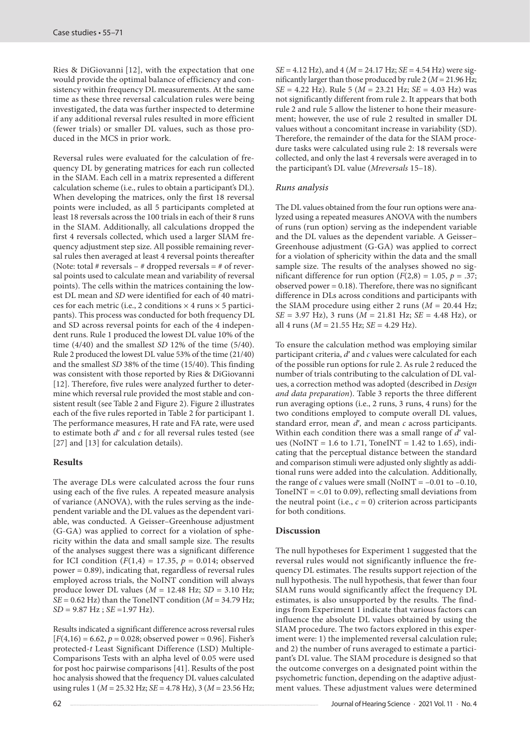Ries & DiGiovanni [12], with the expectation that one would provide the optimal balance of efficiency and consistency within frequency DL measurements. At the same time as these three reversal calculation rules were being investigated, the data was further inspected to determine if any additional reversal rules resulted in more efficient (fewer trials) or smaller DL values, such as those produced in the MCS in prior work.

Reversal rules were evaluated for the calculation of frequency DL by generating matrices for each run collected in the SIAM. Each cell in a matrix represented a different calculation scheme (i.e., rules to obtain a participant's DL). When developing the matrices, only the first 18 reversal points were included, as all 5 participants completed at least 18 reversals across the 100 trials in each of their 8 runs in the SIAM. Additionally, all calculations dropped the first 4 reversals collected, which used a larger SIAM frequency adjustment step size. All possible remaining reversal rules then averaged at least 4 reversal points thereafter (Note: total # reversals – # dropped reversals = # of reversal points used to calculate mean and variability of reversal points). The cells within the matrices containing the lowest DL mean and *SD* were identified for each of 40 matrices for each metric (i.e., 2 conditions × 4 runs × 5 participants). This process was conducted for both frequency DL and SD across reversal points for each of the 4 independent runs. Rule 1 produced the lowest DL value 10% of the time (4/40) and the smallest *SD* 12% of the time (5/40). Rule 2 produced the lowest DL value 53% of the time (21/40) and the smallest *SD* 38% of the time (15/40). This finding was consistent with those reported by Ries & DiGiovanni [12]. Therefore, five rules were analyzed further to determine which reversal rule provided the most stable and consistent result (see Table 2 and Figure 2). Figure 2 illustrates each of the five rules reported in Table 2 for participant 1. The performance measures, H rate and FA rate, were used to estimate both $d'$ and $c$ for all reversal rules tested (see [27] and [13] for calculation details).

## Results

The average DLs were calculated across the four runs using each of the five rules. A repeated measure analysis of variance (ANOVA), with the rules serving as the independent variable and the DL values as the dependent variable, was conducted. A Geisser–Greenhouse adjustment (G-GA) was applied to correct for a violation of sphericity within the data and small sample size. The results of the analyses suggest there was a significant difference for ICI condition ($F(1,4) = 17.35$, $p = 0.014$; observed power = 0.89), indicating that, regardless of reversal rules employed across trials, the NoINT condition will always produce lower DL values ($M = 12.48$ Hz; $SD = 3.10$ Hz; $SE = 0.62$ Hz) than the ToneINT condition ($M = 34.79$ Hz; $SD = 9.87$ Hz ; $SE = 1.97$ Hz).

Results indicated a significant difference across reversal rules [$F(4,16) = 6.62$, $p = 0.028$; observed power = 0.96]. Fisher's protected-*t* Least Significant Difference (LSD) Multiple-Comparisons Tests with an alpha level of 0.05 were used for post hoc pairwise comparisons [41]. Results of the post hoc analysis showed that the frequency DL values calculated using rules 1 ($M = 25.32$ Hz; $SE = 4.78$ Hz), 3 ($M = 23.56$ Hz; $SE = 4.12$ Hz), and 4 ($M = 24.17$ Hz; $SE = 4.54$ Hz) were significantly larger than those produced by rule 2 ($M = 21.96$ Hz; $SE = 4.22$ Hz). Rule 5 ($M = 23.21$ Hz; $SE = 4.03$ Hz) was not significantly different from rule 2. It appears that both rule 2 and rule 5 allow the listener to hone their measurement; however, the use of rule 2 resulted in smaller DL values without a concomitant increase in variability (SD). Therefore, the remainder of the data for the SIAM procedure tasks were calculated using rule 2: 18 reversals were collected, and only the last 4 reversals were averaged in to the participant's DL value (*Mreversals* 15–18).

### *Runs analysis*

The DL values obtained from the four run options were analyzed using a repeated measures ANOVA with the numbers of runs (run option) serving as the independent variable and the DL values as the dependent variable. A Geisser–Greenhouse adjustment (G-GA) was applied to correct for a violation of sphericity within the data and the small sample size. The results of the analyses showed no significant difference for run option ($F(2,8) = 1.05$, $p = .37$; observed power = 0.18). Therefore, there was no significant difference in DLs across conditions and participants with the SIAM procedure using either 2 runs ($M = 20.44$ Hz; $SE = 3.97$ Hz), 3 runs ($M = 21.81$ Hz; $SE = 4.48$ Hz), or all 4 runs ($M = 21.55$ Hz; $SE = 4.29$ Hz).

To ensure the calculation method was employing similar participant criteria, $d'$ and $c$ values were calculated for each of the possible run options for rule 2. As rule 2 reduced the number of trials contributing to the calculation of DL values, a correction method was adopted (described in *Design and data preparation*). Table 3 reports the three different run averaging options (i.e., 2 runs, 3 runs, 4 runs) for the two conditions employed to compute overall DL values, standard error, mean $d'$, and mean $c$ across participants. Within each condition there was a small range of $d'$ values (NoINT = 1.6 to 1.71, ToneINT = 1.42 to 1.65), indicating that the perceptual distance between the standard and comparison stimuli were adjusted only slightly as additional runs were added into the calculation. Additionally, the range of $c$ values were small (NoINT = –0.01 to –0.10, ToneINT = <.01 to 0.09), reflecting small deviations from the neutral point (i.e., $c = 0$) criterion across participants for both conditions.

## Discussion

The null hypotheses for Experiment 1 suggested that the reversal rules would not significantly influence the frequency DL estimates. The results support rejection of the null hypothesis. The null hypothesis, that fewer than four SIAM runs would significantly affect the frequency DL estimates, is also unsupported by the results. The findings from Experiment 1 indicate that various factors can influence the absolute DL values obtained by using the SIAM procedure. The two factors explored in this experiment were: 1) the implemented reversal calculation rule; and 2) the number of runs averaged to estimate a participant's DL value. The SIAM procedure is designed so that the outcome converges on a designated point within the psychometric function, depending on the adaptive adjustment values. These adjustment values were determined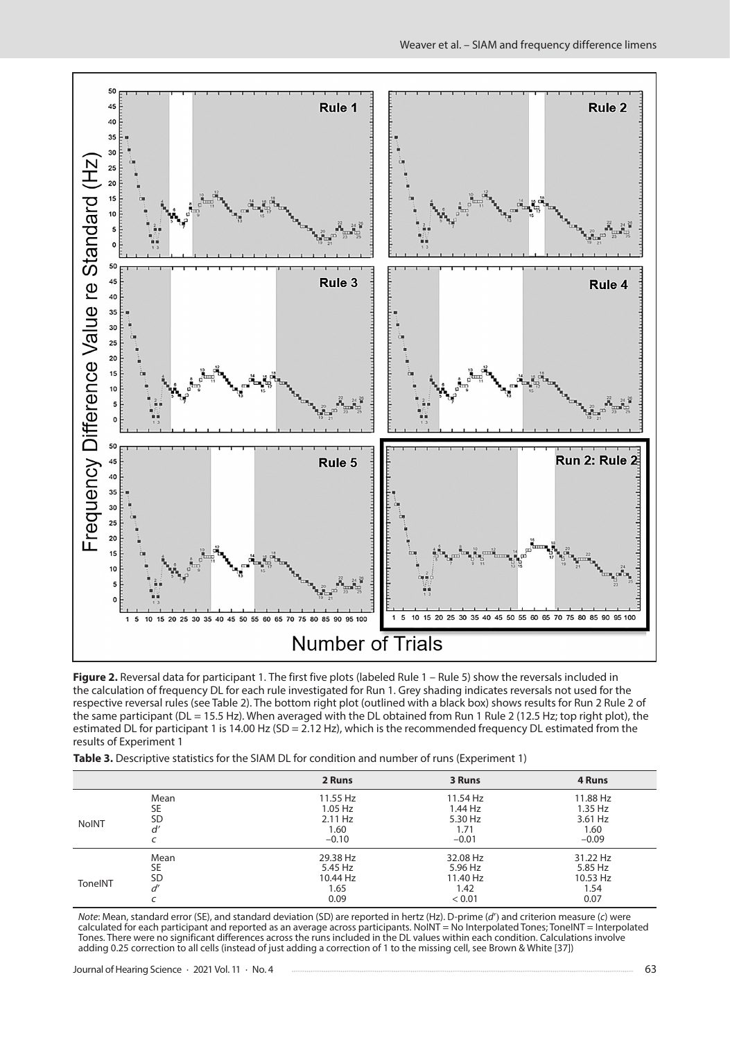**Figure 2.** Reversal data for participant 1. The first five plots (labeled Rule 1 – Rule 5) show the reversals included in the calculation of frequency DL for each rule investigated for Run 1. Grey shading indicates reversals not used for the respective reversal rules (see Table 2). The bottom right plot (outlined with a black box) shows results for Run 2 Rule 2 of the same participant (DL = 15.5 Hz). When averaged with the DL obtained from Run 1 Rule 2 (12.5 Hz; top right plot), the estimated DL for participant 1 is 14.00 Hz (SD = 2.12 Hz), which is the recommended frequency DL estimated from the results of Experiment 1

**Table 3.** Descriptive statistics for the SIAM DL for condition and number of runs (Experiment 1)

| | | 2 Runs | 3 Runs | 4 Runs |
|---|---|---|---|---|
| NoINT | Mean | 11.55 Hz | 11.54 Hz | 11.88 Hz |
| | SE | 1.05 Hz | 1.44 Hz | 1.35 Hz |
| | SD | 2.11 Hz | 5.30 Hz | 3.61 Hz |
| | $d'$ | 1.60 | 1.71 | 1.60 |
| | $c$ | −0.10 | −0.01 | −0.09 |
| ToneINT | Mean | 29.38 Hz | 32.08 Hz | 31.22 Hz |
| | SE | 5.45 Hz | 5.96 Hz | 5.85 Hz |
| | SD | 10.44 Hz | 11.40 Hz | 10.53 Hz |
| | $d'$ | 1.65 | 1.42 | 1.54 |
| | $c$ | 0.09 | < 0.01 | 0.07 |

*Note*: Mean, standard error (SE), and standard deviation (SD) are reported in hertz (Hz). D-prime ($d'$) and criterion measure ($c$) were calculated for each participant and reported as an average across participants. NoINT = No Interpolated Tones; ToneINT = Interpolated Tones. There were no significant differences across the runs included in the DL values within each condition. Calculations involve adding 0.25 correction to all cells (instead of just adding a correction of 1 to the missing cell, see Brown & White [37])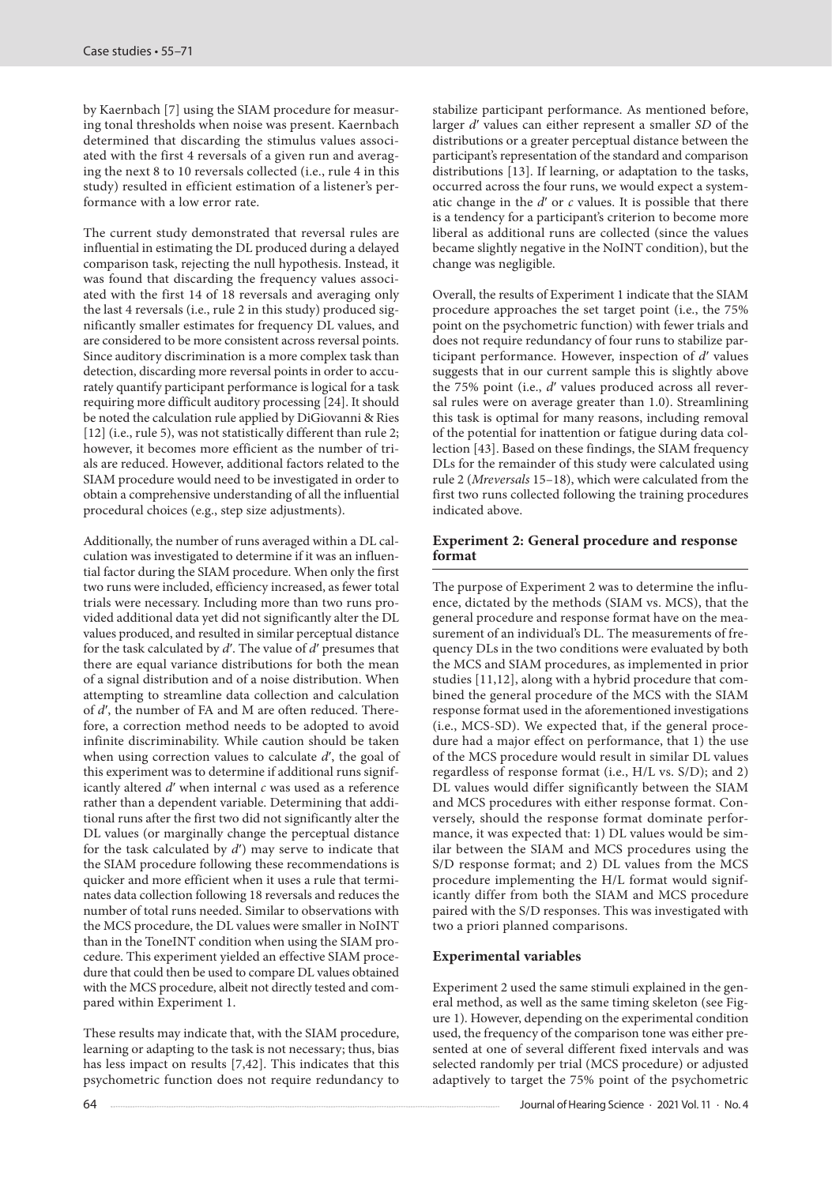by Kaernbach [7] using the SIAM procedure for measuring tonal thresholds when noise was present. Kaernbach determined that discarding the stimulus values associated with the first 4 reversals of a given run and averaging the next 8 to 10 reversals collected (i.e., rule 4 in this study) resulted in efficient estimation of a listener's performance with a low error rate.

The current study demonstrated that reversal rules are influential in estimating the DL produced during a delayed comparison task, rejecting the null hypothesis. Instead, it was found that discarding the frequency values associated with the first 14 of 18 reversals and averaging only the last 4 reversals (i.e., rule 2 in this study) produced significantly smaller estimates for frequency DL values, and are considered to be more consistent across reversal points. Since auditory discrimination is a more complex task than detection, discarding more reversal points in order to accurately quantify participant performance is logical for a task requiring more difficult auditory processing [24]. It should be noted the calculation rule applied by DiGiovanni & Ries [12] (i.e., rule 5), was not statistically different than rule 2; however, it becomes more efficient as the number of trials are reduced. However, additional factors related to the SIAM procedure would need to be investigated in order to obtain a comprehensive understanding of all the influential procedural choices (e.g., step size adjustments).

Additionally, the number of runs averaged within a DL calculation was investigated to determine if it was an influential factor during the SIAM procedure. When only the first two runs were included, efficiency increased, as fewer total trials were necessary. Including more than two runs provided additional data yet did not significantly alter the DL values produced, and resulted in similar perceptual distance for the task calculated by $d'$. The value of $d'$ presumes that there are equal variance distributions for both the mean of a signal distribution and of a noise distribution. When attempting to streamline data collection and calculation of $d'$, the number of FA and M are often reduced. Therefore, a correction method needs to be adopted to avoid infinite discriminability. While caution should be taken when using correction values to calculate $d'$, the goal of this experiment was to determine if additional runs significantly altered $d'$ when internal $c$ was used as a reference rather than a dependent variable. Determining that additional runs after the first two did not significantly alter the DL values (or marginally change the perceptual distance for the task calculated by $d'$) may serve to indicate that the SIAM procedure following these recommendations is quicker and more efficient when it uses a rule that terminates data collection following 18 reversals and reduces the number of total runs needed. Similar to observations with the MCS procedure, the DL values were smaller in NoINT than in the ToneINT condition when using the SIAM procedure. This experiment yielded an effective SIAM procedure that could then be used to compare DL values obtained with the MCS procedure, albeit not directly tested and compared within Experiment 1.

These results may indicate that, with the SIAM procedure, learning or adapting to the task is not necessary; thus, bias has less impact on results [7,42]. This indicates that this psychometric function does not require redundancy to stabilize participant performance. As mentioned before, larger $d'$ values can either represent a smaller *SD* of the distributions or a greater perceptual distance between the participant's representation of the standard and comparison distributions [13]. If learning, or adaptation to the tasks, occurred across the four runs, we would expect a systematic change in the $d'$ or $c$ values. It is possible that there is a tendency for a participant's criterion to become more liberal as additional runs are collected (since the values became slightly negative in the NoINT condition), but the change was negligible.

Overall, the results of Experiment 1 indicate that the SIAM procedure approaches the set target point (i.e., the 75% point on the psychometric function) with fewer trials and does not require redundancy of four runs to stabilize participant performance. However, inspection of $d'$ values suggests that in our current sample this is slightly above the 75% point (i.e., $d'$ values produced across all reversal rules were on average greater than 1.0). Streamlining this task is optimal for many reasons, including removal of the potential for inattention or fatigue during data collection [43]. Based on these findings, the SIAM frequency DLs for the remainder of this study were calculated using rule 2 (*Mreversals* 15–18), which were calculated from the first two runs collected following the training procedures indicated above.

## Experiment 2: General procedure and response format

The purpose of Experiment 2 was to determine the influence, dictated by the methods (SIAM vs. MCS), that the general procedure and response format have on the measurement of an individual's DL. The measurements of frequency DLs in the two conditions were evaluated by both the MCS and SIAM procedures, as implemented in prior studies [11,12], along with a hybrid procedure that combined the general procedure of the MCS with the SIAM response format used in the aforementioned investigations (i.e., MCS-SD). We expected that, if the general procedure had a major effect on performance, that 1) the use of the MCS procedure would result in similar DL values regardless of response format (i.e., H/L vs. S/D); and 2) DL values would differ significantly between the SIAM and MCS procedures with either response format. Conversely, should the response format dominate performance, it was expected that: 1) DL values would be similar between the SIAM and MCS procedures using the S/D response format; and 2) DL values from the MCS procedure implementing the H/L format would significantly differ from both the SIAM and MCS procedure paired with the S/D responses. This was investigated with two a priori planned comparisons.

### Experimental variables

Experiment 2 used the same stimuli explained in the general method, as well as the same timing skeleton (see Figure 1). However, depending on the experimental condition used, the frequency of the comparison tone was either presented at one of several different fixed intervals and was selected randomly per trial (MCS procedure) or adjusted adaptively to target the 75% point of the psychometric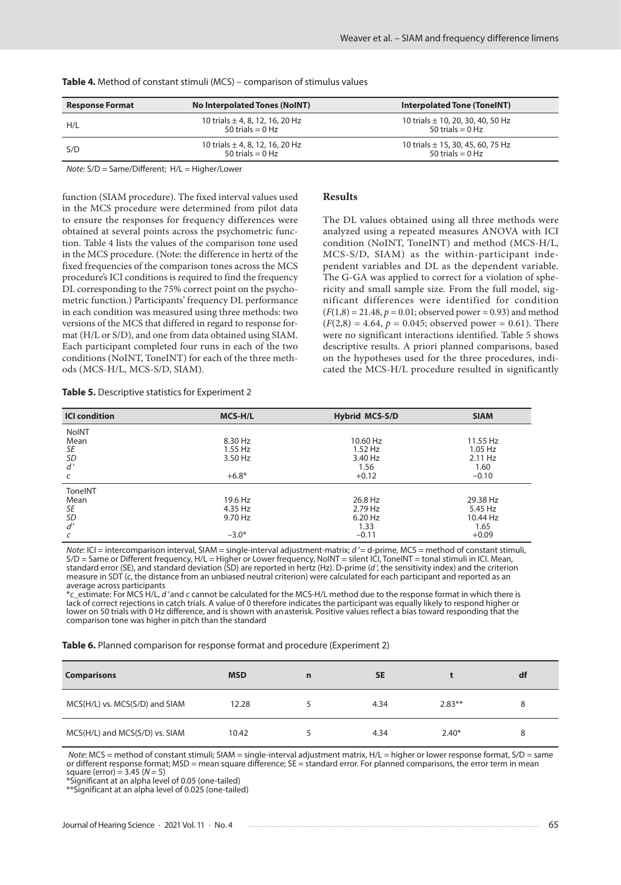**Table 4.** Method of constant stimuli (MCS) – comparison of stimulus values

| Response Format | No Interpolated Tones (NoINT) | Interpolated Tone (ToneINT) |
|---|---|---|
| H/L | 10 trials ± 4, 8, 12, 16, 20 Hz<br>50 trials = 0 Hz | 10 trials ± 10, 20, 30, 40, 50 Hz<br>50 trials = 0 Hz |
| S/D | 10 trials ± 4, 8, 12, 16, 20 Hz<br>50 trials = 0 Hz | 10 trials ± 15, 30, 45, 60, 75 Hz<br>50 trials = 0 Hz |

*Note:* S/D = Same/Different; H/L = Higher/Lower

function (SIAM procedure). The fixed interval values used in the MCS procedure were determined from pilot data to ensure the responses for frequency differences were obtained at several points across the psychometric function. Table 4 lists the values of the comparison tone used in the MCS procedure. (Note: the difference in hertz of the fixed frequencies of the comparison tones across the MCS procedure's ICI conditions is required to find the frequency DL corresponding to the 75% correct point on the psychometric function.) Participants' frequency DL performance in each condition was measured using three methods: two versions of the MCS that differed in regard to response format (H/L or S/D), and one from data obtained using SIAM. Each participant completed four runs in each of the two conditions (NoINT, ToneINT) for each of the three methods (MCS-H/L, MCS-S/D, SIAM).

## Results

The DL values obtained using all three methods were analyzed using a repeated measures ANOVA with ICI condition (NoINT, ToneINT) and method (MCS-H/L, MCS-S/D, SIAM) as the within-participant independent variables and DL as the dependent variable. The G-GA was applied to correct for a violation of sphericity and small sample size. From the full model, significant differences were identified for condition ($F(1,8) = 21.48$, $p = 0.01$; observed power = 0.93) and method ($F(2,8) = 4.64$, $p = 0.045$; observed power = 0.61). There were no significant interactions identified. Table 5 shows descriptive results. A priori planned comparisons, based on the hypotheses used for the three procedures, indicated the MCS-H/L procedure resulted in significantly

**Table 5.** Descriptive statistics for Experiment 2

| ICI condition | MCS-H/L | Hybrid MCS-S/D | SIAM |
|---|---|---|---|
| NoINT | | | |
| Mean | 8.30 Hz | 10.60 Hz | 11.55 Hz |
| *SE* | 1.55 Hz | 1.52 Hz | 1.05 Hz |
| *SD* | 3.50 Hz | 3.40 Hz | 2.11 Hz |
| *d'* | | 1.56 | 1.60 |
| *c* | +6.8* | +0.12 | −0.10 |
| ToneINT | | | |
| Mean | 19.6 Hz | 26.8 Hz | 29.38 Hz |
| *SE* | 4.35 Hz | 2.79 Hz | 5.45 Hz |
| *SD* | 9.70 Hz | 6.20 Hz | 10.44 Hz |
| *d'* | | 1.33 | 1.65 |
| *c* | −3.0* | −0.11 | +0.09 |

*Note*: ICI = intercomparison interval, SIAM = single-interval adjustment-matrix; *d'* = d-prime, MCS = method of constant stimuli, S/D = Same or Different frequency, H/L = Higher or Lower frequency, NoINT = silent ICI, ToneINT = tonal stimuli in ICI. Mean, standard error (SE), and standard deviation (SD) are reported in hertz (Hz). D-prime (*d'*, the sensitivity index) and the criterion measure in SDT (*c*, the distance from an unbiased neutral criterion) were calculated for each participant and reported as an average across participants

\**c*_estimate: For MCS H/L, *d'* and *c* cannot be calculated for the MCS-H/L method due to the response format in which there is lack of correct rejections in catch trials. A value of 0 therefore indicates the participant was equally likely to respond higher or lower on 50 trials with 0 Hz difference, and is shown with an asterisk. Positive values reflect a bias toward responding that the comparison tone was higher in pitch than the standard

**Table 6.** Planned comparison for response format and procedure (Experiment 2)

| Comparisons | MSD | n | SE | t | df |
|---|---|---|---|---|---|
| MCS(H/L) vs. MCS(S/D) and SIAM | 12.28 | 5 | 4.34 | 2.83** | 8 |
| MCS(H/L) and MCS(S/D) vs. SIAM | 10.42 | 5 | 4.34 | 2.40* | 8 |

*Note*: MCS = method of constant stimuli; SIAM = single-interval adjustment matrix, H/L = higher or lower response format, S/D = same or different response format; MSD = mean square difference; SE = standard error. For planned comparisons, the error term in mean square (error) = 3.45 ($N = 5$)

*Significant at an alpha level of 0.05 (one-tailed)

**Significant at an alpha level of 0.025 (one-tailed)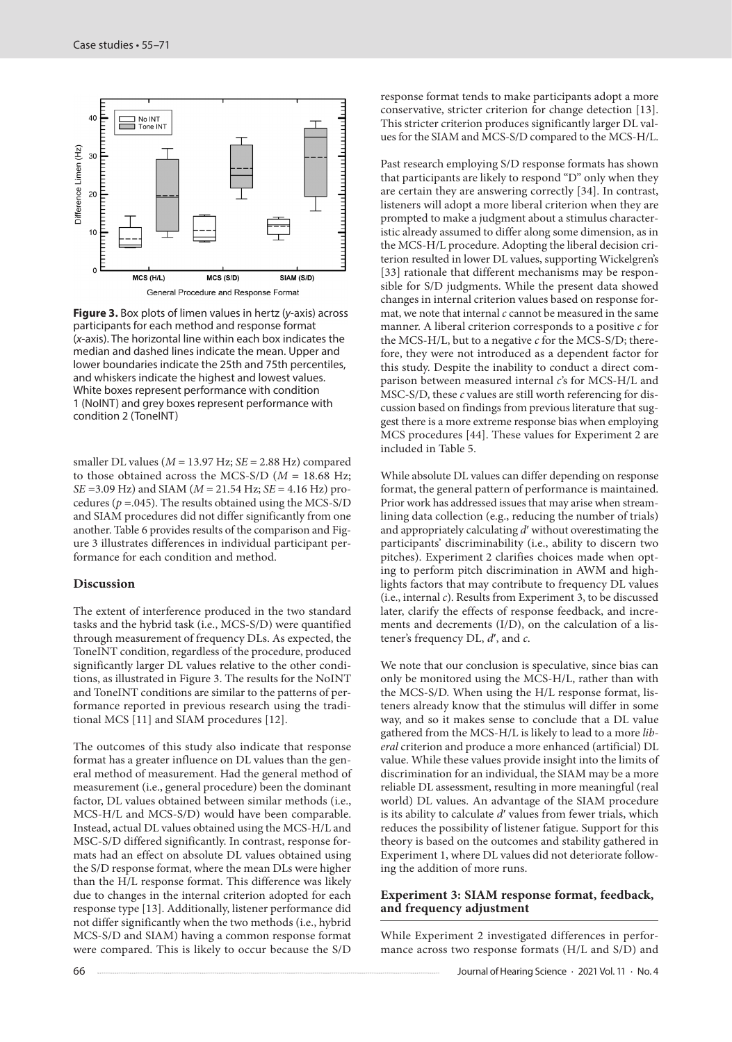**Figure 3.** Box plots of limen values in hertz (*y*-axis) across participants for each method and response format (*x*-axis). The horizontal line within each box indicates the median and dashed lines indicate the mean. Upper and lower boundaries indicate the 25th and 75th percentiles, and whiskers indicate the highest and lowest values. White boxes represent performance with condition 1 (NoINT) and grey boxes represent performance with condition 2 (ToneINT)

smaller DL values (*M* = 13.97 Hz; *SE* = 2.88 Hz) compared to those obtained across the MCS-S/D (*M* = 18.68 Hz; *SE* =3.09 Hz) and SIAM (*M* = 21.54 Hz; *SE* = 4.16 Hz) procedures ($p$ =.045). The results obtained using the MCS-S/D and SIAM procedures did not differ significantly from one another. Table 6 provides results of the comparison and Figure 3 illustrates differences in individual participant performance for each condition and method.

### Discussion

The extent of interference produced in the two standard tasks and the hybrid task (i.e., MCS-S/D) were quantified through measurement of frequency DLs. As expected, the ToneINT condition, regardless of the procedure, produced significantly larger DL values relative to the other conditions, as illustrated in Figure 3. The results for the NoINT and ToneINT conditions are similar to the patterns of performance reported in previous research using the traditional MCS [11] and SIAM procedures [12].

The outcomes of this study also indicate that response format has a greater influence on DL values than the general method of measurement. Had the general method of measurement (i.e., general procedure) been the dominant factor, DL values obtained between similar methods (i.e., MCS-H/L and MCS-S/D) would have been comparable. Instead, actual DL values obtained using the MCS-H/L and MSC-S/D differed significantly. In contrast, response formats had an effect on absolute DL values obtained using the S/D response format, where the mean DLs were higher than the H/L response format. This difference was likely due to changes in the internal criterion adopted for each response type [13]. Additionally, listener performance did not differ significantly when the two methods (i.e., hybrid MCS-S/D and SIAM) having a common response format were compared. This is likely to occur because the S/D response format tends to make participants adopt a more conservative, stricter criterion for change detection [13]. This stricter criterion produces significantly larger DL values for the SIAM and MCS-S/D compared to the MCS-H/L.

Past research employing S/D response formats has shown that participants are likely to respond "D" only when they are certain they are answering correctly [34]. In contrast, listeners will adopt a more liberal criterion when they are prompted to make a judgment about a stimulus characteristic already assumed to differ along some dimension, as in the MCS-H/L procedure. Adopting the liberal decision criterion resulted in lower DL values, supporting Wickelgren's [33] rationale that different mechanisms may be responsible for S/D judgments. While the present data showed changes in internal criterion values based on response format, we note that internal $c$ cannot be measured in the same manner. A liberal criterion corresponds to a positive $c$ for the MCS-H/L, but to a negative $c$ for the MCS-S/D; therefore, they were not introduced as a dependent factor for this study. Despite the inability to conduct a direct comparison between measured internal $c$'s for MCS-H/L and MSC-S/D, these $c$ values are still worth referencing for discussion based on findings from previous literature that suggest there is a more extreme response bias when employing MCS procedures [44]. These values for Experiment 2 are included in Table 5.

While absolute DL values can differ depending on response format, the general pattern of performance is maintained. Prior work has addressed issues that may arise when streamlining data collection (e.g., reducing the number of trials) and appropriately calculating $d'$ without overestimating the participants' discriminability (i.e., ability to discern two pitches). Experiment 2 clarifies choices made when opting to perform pitch discrimination in AWM and highlights factors that may contribute to frequency DL values (i.e., internal $c$). Results from Experiment 3, to be discussed later, clarify the effects of response feedback, and increments and decrements (I/D), on the calculation of a listener's frequency DL, $d'$, and $c$.

We note that our conclusion is speculative, since bias can only be monitored using the MCS-H/L, rather than with the MCS-S/D. When using the H/L response format, listeners already know that the stimulus will differ in some way, and so it makes sense to conclude that a DL value gathered from the MCS-H/L is likely to lead to a more *liberal* criterion and produce a more enhanced (artificial) DL value. While these values provide insight into the limits of discrimination for an individual, the SIAM may be a more reliable DL assessment, resulting in more meaningful (real world) DL values. An advantage of the SIAM procedure is its ability to calculate $d'$ values from fewer trials, which reduces the possibility of listener fatigue. Support for this theory is based on the outcomes and stability gathered in Experiment 1, where DL values did not deteriorate following the addition of more runs.

### Experiment 3: SIAM response format, feedback, and frequency adjustment

While Experiment 2 investigated differences in performance across two response formats (H/L and S/D) and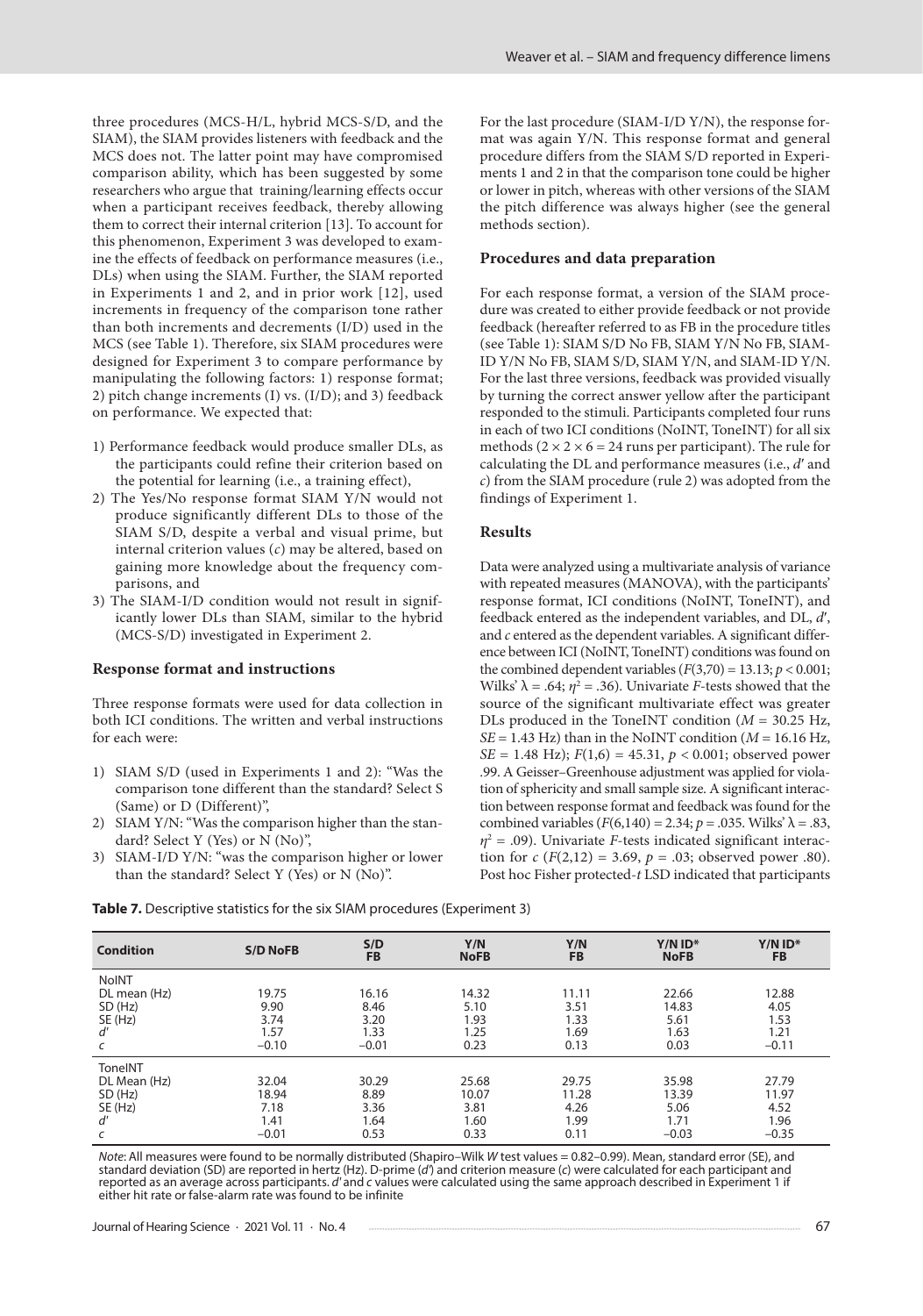three procedures (MCS-H/L, hybrid MCS-S/D, and the SIAM), the SIAM provides listeners with feedback and the MCS does not. The latter point may have compromised comparison ability, which has been suggested by some researchers who argue that training/learning effects occur when a participant receives feedback, thereby allowing them to correct their internal criterion [13]. To account for this phenomenon, Experiment 3 was developed to examine the effects of feedback on performance measures (i.e., DLs) when using the SIAM. Further, the SIAM reported in Experiments 1 and 2, and in prior work [12], used increments in frequency of the comparison tone rather than both increments and decrements (I/D) used in the MCS (see Table 1). Therefore, six SIAM procedures were designed for Experiment 3 to compare performance by manipulating the following factors: 1) response format; 2) pitch change increments (I) vs. (I/D); and 3) feedback on performance. We expected that:

1) Performance feedback would produce smaller DLs, as the participants could refine their criterion based on the potential for learning (i.e., a training effect),
2) The Yes/No response format SIAM Y/N would not produce significantly different DLs to those of the SIAM S/D, despite a verbal and visual prime, but internal criterion values (*c*) may be altered, based on gaining more knowledge about the frequency comparisons, and
3) The SIAM-I/D condition would not result in significantly lower DLs than SIAM, similar to the hybrid (MCS-S/D) investigated in Experiment 2.

### Response format and instructions

Three response formats were used for data collection in both ICI conditions. The written and verbal instructions for each were:

1) SIAM S/D (used in Experiments 1 and 2): "Was the comparison tone different than the standard? Select S (Same) or D (Different)",
2) SIAM Y/N: "Was the comparison higher than the standard? Select Y (Yes) or N (No)",
3) SIAM-I/D Y/N: "was the comparison higher or lower than the standard? Select Y (Yes) or N (No)".

For the last procedure (SIAM-I/D Y/N), the response format was again Y/N. This response format and general procedure differs from the SIAM S/D reported in Experiments 1 and 2 in that the comparison tone could be higher or lower in pitch, whereas with other versions of the SIAM the pitch difference was always higher (see the general methods section).

### Procedures and data preparation

For each response format, a version of the SIAM procedure was created to either provide feedback or not provide feedback (hereafter referred to as FB in the procedure titles (see Table 1): SIAM S/D No FB, SIAM Y/N No FB, SIAM-ID Y/N No FB, SIAM S/D, SIAM Y/N, and SIAM-ID Y/N. For the last three versions, feedback was provided visually by turning the correct answer yellow after the participant responded to the stimuli. Participants completed four runs in each of two ICI conditions (NoINT, ToneINT) for all six methods ($2 \times 2 \times 6 = 24$ runs per participant). The rule for calculating the DL and performance measures (i.e., $d'$ and $c$) from the SIAM procedure (rule 2) was adopted from the findings of Experiment 1.

### Results

Data were analyzed using a multivariate analysis of variance with repeated measures (MANOVA), with the participants' response format, ICI conditions (NoINT, ToneINT), and feedback entered as the independent variables, and DL, $d'$, and $c$ entered as the dependent variables. A significant difference between ICI (NoINT, ToneINT) conditions was found on the combined dependent variables ($F(3,70) = 13.13$; $p < 0.001$; Wilks' $\lambda = .64$; $\eta^2 = .36$). Univariate $F$-tests showed that the source of the significant multivariate effect was greater DLs produced in the ToneINT condition ($M = 30.25$ Hz, $SE = 1.43$ Hz) than in the NoINT condition ($M = 16.16$ Hz, $SE = 1.48$ Hz); $F(1,6) = 45.31$, $p < 0.001$; observed power .99. A Geisser–Greenhouse adjustment was applied for violation of sphericity and small sample size. A significant interaction between response format and feedback was found for the combined variables ($F(6,140) = 2.34$; $p = .035$. Wilks' $\lambda = .83$, $\eta^2 = .09$). Univariate $F$-tests indicated significant interaction for $c$ ($F(2,12) = 3.69$, $p = .03$; observed power .80). Post hoc Fisher protected-$t$ LSD indicated that participants

**Table 7.** Descriptive statistics for the six SIAM procedures (Experiment 3)

| Condition | S/D NoFB | S/D FB | Y/N NoFB | Y/N FB | Y/N ID* NoFB | Y/N ID* FB |
|---|---|---|---|---|---|---|
| NoINT | | | | | | |
| DL mean (Hz) | 19.75 | 16.16 | 14.32 | 11.11 | 22.66 | 12.88 |
| SD (Hz) | 9.90 | 8.46 | 5.10 | 3.51 | 14.83 | 4.05 |
| SE (Hz) | 3.74 | 3.20 | 1.93 | 1.33 | 5.61 | 1.53 |
| $d'$ | 1.57 | 1.33 | 1.25 | 1.69 | 1.63 | 1.21 |
| $c$ | −0.10 | −0.01 | 0.23 | 0.13 | 0.03 | −0.11 |
| ToneINT | | | | | | |
| DL Mean (Hz) | 32.04 | 30.29 | 25.68 | 29.75 | 35.98 | 27.79 |
| SD (Hz) | 18.94 | 8.89 | 10.07 | 11.28 | 13.39 | 11.97 |
| SE (Hz) | 7.18 | 3.36 | 3.81 | 4.26 | 5.06 | 4.52 |
| $d'$ | 1.41 | 1.64 | 1.60 | 1.99 | 1.71 | 1.96 |
| $c$ | −0.01 | 0.53 | 0.33 | 0.11 | −0.03 | −0.35 |

*Note*: All measures were found to be normally distributed (Shapiro–Wilk $W$ test values = 0.82–0.99). Mean, standard error (SE), and standard deviation (SD) are reported in hertz (Hz). D-prime ($d'$) and criterion measure ($c$) were calculated for each participant and reported as an average across participants. $d'$ and $c$ values were calculated using the same approach described in Experiment 1 if either hit rate or false-alarm rate was found to be infinite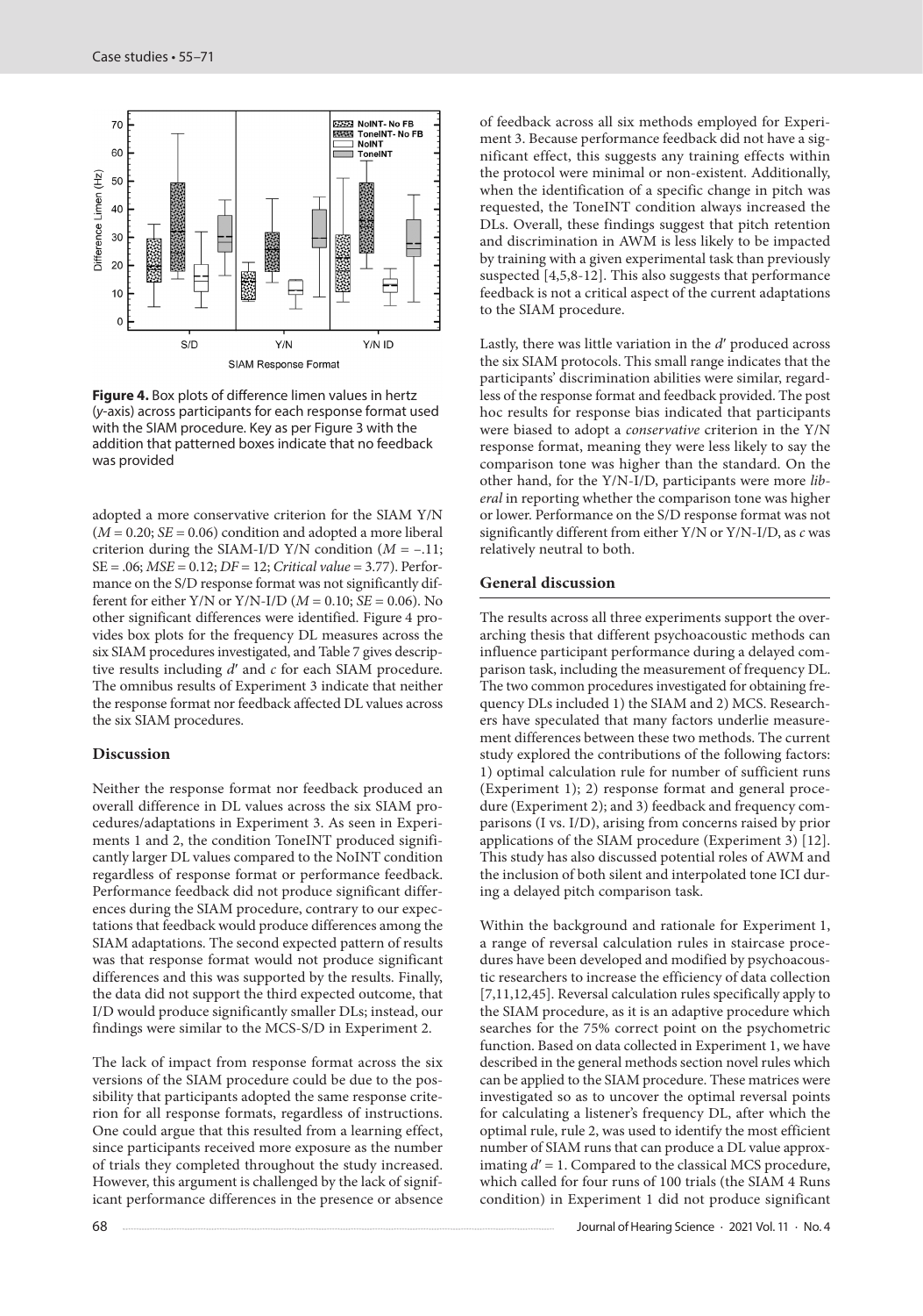**Figure 4.** Box plots of difference limen values in hertz (*y*-axis) across participants for each response format used with the SIAM procedure. Key as per Figure 3 with the addition that patterned boxes indicate that no feedback was provided

adopted a more conservative criterion for the SIAM Y/N ($M = 0.20$; $SE = 0.06$) condition and adopted a more liberal criterion during the SIAM-I/D Y/N condition ($M = -.11$; $SE = .06$; $MSE = 0.12$; $DF = 12$; *Critical value* $= 3.77$). Performance on the S/D response format was not significantly different for either Y/N or Y/N-I/D ($M = 0.10$; $SE = 0.06$). No other significant differences were identified. Figure 4 provides box plots for the frequency DL measures across the six SIAM procedures investigated, and Table 7 gives descriptive results including *d′* and *c* for each SIAM procedure. The omnibus results of Experiment 3 indicate that neither the response format nor feedback affected DL values across the six SIAM procedures.

### Discussion

Neither the response format nor feedback produced an overall difference in DL values across the six SIAM procedures/adaptations in Experiment 3. As seen in Experiments 1 and 2, the condition ToneINT produced significantly larger DL values compared to the NoINT condition regardless of response format or performance feedback. Performance feedback did not produce significant differences during the SIAM procedure, contrary to our expectations that feedback would produce differences among the SIAM adaptations. The second expected pattern of results was that response format would not produce significant differences and this was supported by the results. Finally, the data did not support the third expected outcome, that I/D would produce significantly smaller DLs; instead, our findings were similar to the MCS-S/D in Experiment 2.

The lack of impact from response format across the six versions of the SIAM procedure could be due to the possibility that participants adopted the same response criterion for all response formats, regardless of instructions. One could argue that this resulted from a learning effect, since participants received more exposure as the number of trials they completed throughout the study increased. However, this argument is challenged by the lack of significant performance differences in the presence or absence of feedback across all six methods employed for Experiment 3. Because performance feedback did not have a significant effect, this suggests any training effects within the protocol were minimal or non-existent. Additionally, when the identification of a specific change in pitch was requested, the ToneINT condition always increased the DLs. Overall, these findings suggest that pitch retention and discrimination in AWM is less likely to be impacted by training with a given experimental task than previously suspected [4,5,8-12]. This also suggests that performance feedback is not a critical aspect of the current adaptations to the SIAM procedure.

Lastly, there was little variation in the *d′* produced across the six SIAM protocols. This small range indicates that the participants' discrimination abilities were similar, regardless of the response format and feedback provided. The post hoc results for response bias indicated that participants were biased to adopt a *conservative* criterion in the Y/N response format, meaning they were less likely to say the comparison tone was higher than the standard. On the other hand, for the Y/N-I/D, participants were more *liberal* in reporting whether the comparison tone was higher or lower. Performance on the S/D response format was not significantly different from either Y/N or Y/N-I/D, as *c* was relatively neutral to both.

## General discussion

The results across all three experiments support the overarching thesis that different psychoacoustic methods can influence participant performance during a delayed comparison task, including the measurement of frequency DL. The two common procedures investigated for obtaining frequency DLs included 1) the SIAM and 2) MCS. Researchers have speculated that many factors underlie measurement differences between these two methods. The current study explored the contributions of the following factors: 1) optimal calculation rule for number of sufficient runs (Experiment 1); 2) response format and general procedure (Experiment 2); and 3) feedback and frequency comparisons (I vs. I/D), arising from concerns raised by prior applications of the SIAM procedure (Experiment 3) [12]. This study has also discussed potential roles of AWM and the inclusion of both silent and interpolated tone ICI during a delayed pitch comparison task.

Within the background and rationale for Experiment 1, a range of reversal calculation rules in staircase procedures have been developed and modified by psychoacoustic researchers to increase the efficiency of data collection [7,11,12,45]. Reversal calculation rules specifically apply to the SIAM procedure, as it is an adaptive procedure which searches for the 75% correct point on the psychometric function. Based on data collected in Experiment 1, we have described in the general methods section novel rules which can be applied to the SIAM procedure. These matrices were investigated so as to uncover the optimal reversal points for calculating a listener's frequency DL, after which the optimal rule, rule 2, was used to identify the most efficient number of SIAM runs that can produce a DL value approximating $d′ = 1$. Compared to the classical MCS procedure, which called for four runs of 100 trials (the SIAM 4 Runs condition) in Experiment 1 did not produce significant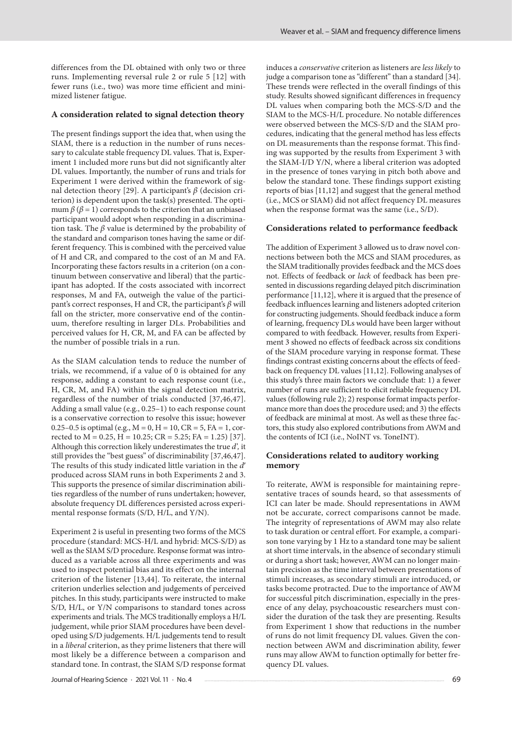differences from the DL obtained with only two or three runs. Implementing reversal rule 2 or rule 5 [12] with fewer runs (i.e., two) was more time efficient and minimized listener fatigue.

### A consideration related to signal detection theory

The present findings support the idea that, when using the SIAM, there is a reduction in the number of runs necessary to calculate stable frequency DL values. That is, Experiment 1 included more runs but did not significantly alter DL values. Importantly, the number of runs and trials for Experiment 1 were derived within the framework of signal detection theory [29]. A participant's $\beta$ (decision criterion) is dependent upon the task(s) presented. The optimum $\beta$ ($\beta = 1$) corresponds to the criterion that an unbiased participant would adopt when responding in a discrimination task. The $\beta$ value is determined by the probability of the standard and comparison tones having the same or different frequency. This is combined with the perceived value of H and CR, and compared to the cost of an M and FA. Incorporating these factors results in a criterion (on a continuum between conservative and liberal) that the participant has adopted. If the costs associated with incorrect responses, M and FA, outweigh the value of the participant's correct responses, H and CR, the participant's $\beta$ will fall on the stricter, more conservative end of the continuum, therefore resulting in larger DLs. Probabilities and perceived values for H, CR, M, and FA can be affected by the number of possible trials in a run.

As the SIAM calculation tends to reduce the number of trials, we recommend, if a value of 0 is obtained for any response, adding a constant to each response count (i.e., H, CR, M, and FA) within the signal detection matrix, regardless of the number of trials conducted [37,46,47]. Adding a small value (e.g., 0.25–1) to each response count is a conservative correction to resolve this issue; however 0.25–0.5 is optimal (e.g., M = 0, H = 10, CR = 5, FA = 1, corrected to M = 0.25, H = 10.25; CR = 5.25; FA = 1.25) [37]. Although this correction likely underestimates the true $d'$, it still provides the "best guess" of discriminability [37,46,47]. The results of this study indicated little variation in the $d'$ produced across SIAM runs in both Experiments 2 and 3. This supports the presence of similar discrimination abilities regardless of the number of runs undertaken; however, absolute frequency DL differences persisted across experimental response formats (S/D, H/L, and Y/N).

Experiment 2 is useful in presenting two forms of the MCS procedure (standard: MCS-H/L and hybrid: MCS-S/D) as well as the SIAM S/D procedure. Response format was introduced as a variable across all three experiments and was used to inspect potential bias and its effect on the internal criterion of the listener [13,44]. To reiterate, the internal criterion underlies selection and judgements of perceived pitches. In this study, participants were instructed to make S/D, H/L, or Y/N comparisons to standard tones across experiments and trials. The MCS traditionally employs a H/L judgement, while prior SIAM procedures have been developed using S/D judgements. H/L judgements tend to result in a *liberal* criterion, as they prime listeners that there will most likely be a difference between a comparison and standard tone. In contrast, the SIAM S/D response format induces a *conservative* criterion as listeners are *less likely* to judge a comparison tone as "different" than a standard [34]. These trends were reflected in the overall findings of this study. Results showed significant differences in frequency DL values when comparing both the MCS-S/D and the SIAM to the MCS-H/L procedure. No notable differences were observed between the MCS-S/D and the SIAM procedures, indicating that the general method has less effects on DL measurements than the response format. This finding was supported by the results from Experiment 3 with the SIAM-I/D Y/N, where a liberal criterion was adopted in the presence of tones varying in pitch both above and below the standard tone. These findings support existing reports of bias [11,12] and suggest that the general method (i.e., MCS or SIAM) did not affect frequency DL measures when the response format was the same (i.e., S/D).

### Considerations related to performance feedback

The addition of Experiment 3 allowed us to draw novel connections between both the MCS and SIAM procedures, as the SIAM traditionally provides feedback and the MCS does not. Effects of feedback or *lack* of feedback has been presented in discussions regarding delayed pitch discrimination performance [11,12], where it is argued that the presence of feedback influences learning and listeners adopted criterion for constructing judgements. Should feedback induce a form of learning, frequency DLs would have been larger without compared to with feedback. However, results from Experiment 3 showed no effects of feedback across six conditions of the SIAM procedure varying in response format. These findings contrast existing concerns about the effects of feedback on frequency DL values [11,12]. Following analyses of this study's three main factors we conclude that: 1) a fewer number of runs are sufficient to elicit reliable frequency DL values (following rule 2); 2) response format impacts performance more than does the procedure used; and 3) the effects of feedback are minimal at most. As well as these three factors, this study also explored contributions from AWM and the contents of ICI (i.e., NoINT vs. ToneINT).

### Considerations related to auditory working memory

To reiterate, AWM is responsible for maintaining representative traces of sounds heard, so that assessments of ICI can later be made. Should representations in AWM not be accurate, correct comparisons cannot be made. The integrity of representations of AWM may also relate to task duration or central effort. For example, a comparison tone varying by 1 Hz to a standard tone may be salient at short time intervals, in the absence of secondary stimuli or during a short task; however, AWM can no longer maintain precision as the time interval between presentations of stimuli increases, as secondary stimuli are introduced, or tasks become protracted. Due to the importance of AWM for successful pitch discrimination, especially in the presence of any delay, psychoacoustic researchers must consider the duration of the task they are presenting. Results from Experiment 1 show that reductions in the number of runs do not limit frequency DL values. Given the connection between AWM and discrimination ability, fewer runs may allow AWM to function optimally for better frequency DL values.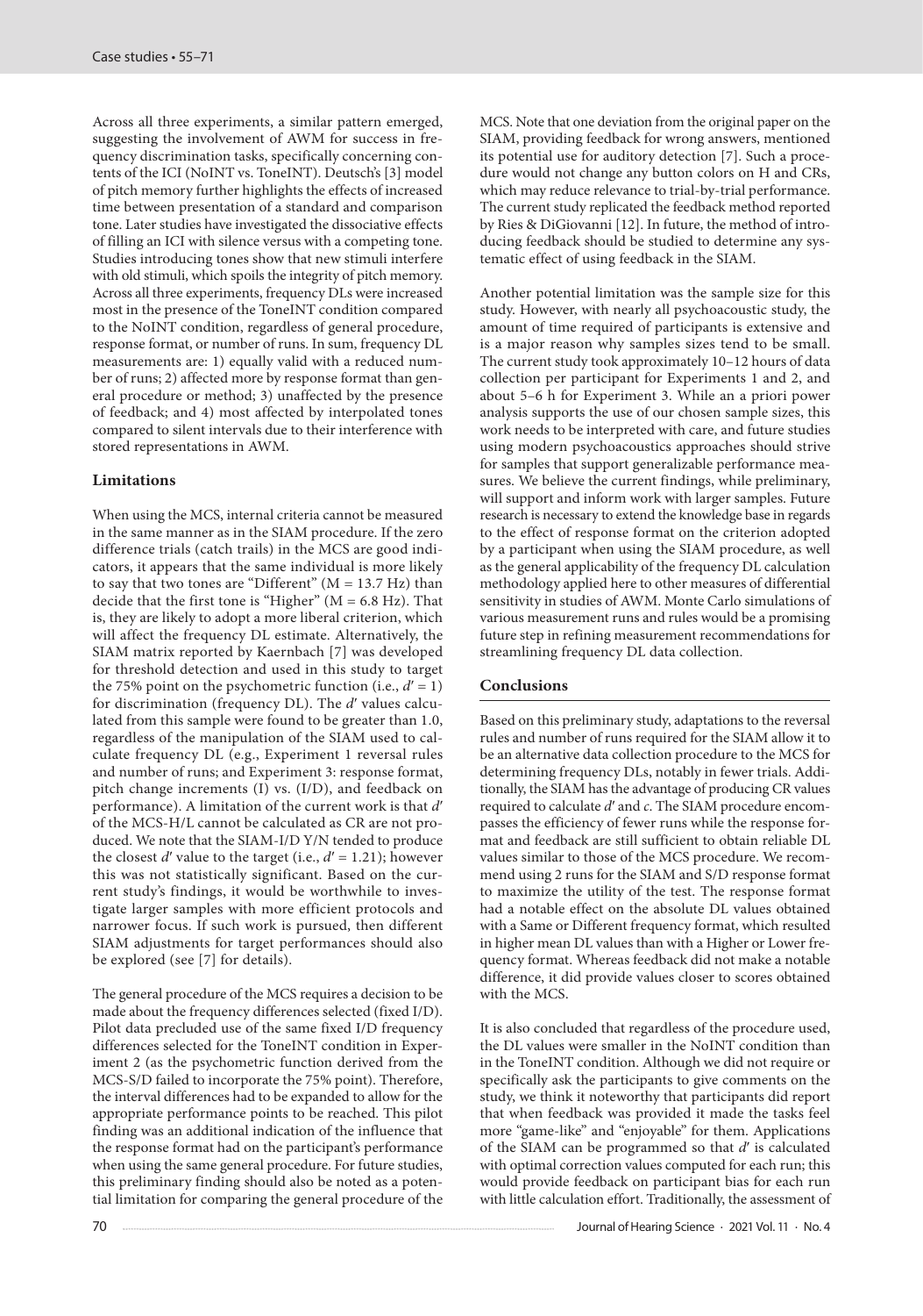Across all three experiments, a similar pattern emerged, suggesting the involvement of AWM for success in frequency discrimination tasks, specifically concerning contents of the ICI (NoINT vs. ToneINT). Deutsch's [3] model of pitch memory further highlights the effects of increased time between presentation of a standard and comparison tone. Later studies have investigated the dissociative effects of filling an ICI with silence versus with a competing tone. Studies introducing tones show that new stimuli interfere with old stimuli, which spoils the integrity of pitch memory. Across all three experiments, frequency DLs were increased most in the presence of the ToneINT condition compared to the NoINT condition, regardless of general procedure, response format, or number of runs. In sum, frequency DL measurements are: 1) equally valid with a reduced number of runs; 2) affected more by response format than general procedure or method; 3) unaffected by the presence of feedback; and 4) most affected by interpolated tones compared to silent intervals due to their interference with stored representations in AWM.

### Limitations

When using the MCS, internal criteria cannot be measured in the same manner as in the SIAM procedure. If the zero difference trials (catch trails) in the MCS are good indicators, it appears that the same individual is more likely to say that two tones are "Different" (M = 13.7 Hz) than decide that the first tone is "Higher" (M = 6.8 Hz). That is, they are likely to adopt a more liberal criterion, which will affect the frequency DL estimate. Alternatively, the SIAM matrix reported by Kaernbach [7] was developed for threshold detection and used in this study to target the 75% point on the psychometric function (i.e., $d' = 1$) for discrimination (frequency DL). The $d'$ values calculated from this sample were found to be greater than 1.0, regardless of the manipulation of the SIAM used to calculate frequency DL (e.g., Experiment 1 reversal rules and number of runs; and Experiment 3: response format, pitch change increments (I) vs. (I/D), and feedback on performance). A limitation of the current work is that $d'$ of the MCS-H/L cannot be calculated as CR are not produced. We note that the SIAM-I/D Y/N tended to produce the closest $d'$ value to the target (i.e., $d' = 1.21$); however this was not statistically significant. Based on the current study's findings, it would be worthwhile to investigate larger samples with more efficient protocols and narrower focus. If such work is pursued, then different SIAM adjustments for target performances should also be explored (see [7] for details).

The general procedure of the MCS requires a decision to be made about the frequency differences selected (fixed I/D). Pilot data precluded use of the same fixed I/D frequency differences selected for the ToneINT condition in Experiment 2 (as the psychometric function derived from the MCS-S/D failed to incorporate the 75% point). Therefore, the interval differences had to be expanded to allow for the appropriate performance points to be reached. This pilot finding was an additional indication of the influence that the response format had on the participant's performance when using the same general procedure. For future studies, this preliminary finding should also be noted as a potential limitation for comparing the general procedure of the MCS. Note that one deviation from the original paper on the SIAM, providing feedback for wrong answers, mentioned its potential use for auditory detection [7]. Such a procedure would not change any button colors on H and CRs, which may reduce relevance to trial-by-trial performance. The current study replicated the feedback method reported by Ries & DiGiovanni [12]. In future, the method of introducing feedback should be studied to determine any systematic effect of using feedback in the SIAM.

Another potential limitation was the sample size for this study. However, with nearly all psychoacoustic study, the amount of time required of participants is extensive and is a major reason why samples sizes tend to be small. The current study took approximately 10–12 hours of data collection per participant for Experiments 1 and 2, and about 5–6 h for Experiment 3. While an a priori power analysis supports the use of our chosen sample sizes, this work needs to be interpreted with care, and future studies using modern psychoacoustics approaches should strive for samples that support generalizable performance measures. We believe the current findings, while preliminary, will support and inform work with larger samples. Future research is necessary to extend the knowledge base in regards to the effect of response format on the criterion adopted by a participant when using the SIAM procedure, as well as the general applicability of the frequency DL calculation methodology applied here to other measures of differential sensitivity in studies of AWM. Monte Carlo simulations of various measurement runs and rules would be a promising future step in refining measurement recommendations for streamlining frequency DL data collection.

### Conclusions

Based on this preliminary study, adaptations to the reversal rules and number of runs required for the SIAM allow it to be an alternative data collection procedure to the MCS for determining frequency DLs, notably in fewer trials. Additionally, the SIAM has the advantage of producing CR values required to calculate $d'$ and $c$. The SIAM procedure encompasses the efficiency of fewer runs while the response format and feedback are still sufficient to obtain reliable DL values similar to those of the MCS procedure. We recommend using 2 runs for the SIAM and S/D response format to maximize the utility of the test. The response format had a notable effect on the absolute DL values obtained with a Same or Different frequency format, which resulted in higher mean DL values than with a Higher or Lower frequency format. Whereas feedback did not make a notable difference, it did provide values closer to scores obtained with the MCS.

It is also concluded that regardless of the procedure used, the DL values were smaller in the NoINT condition than in the ToneINT condition. Although we did not require or specifically ask the participants to give comments on the study, we think it noteworthy that participants did report that when feedback was provided it made the tasks feel more "game-like" and "enjoyable" for them. Applications of the SIAM can be programmed so that $d'$ is calculated with optimal correction values computed for each run; this would provide feedback on participant bias for each run with little calculation effort. Traditionally, the assessment of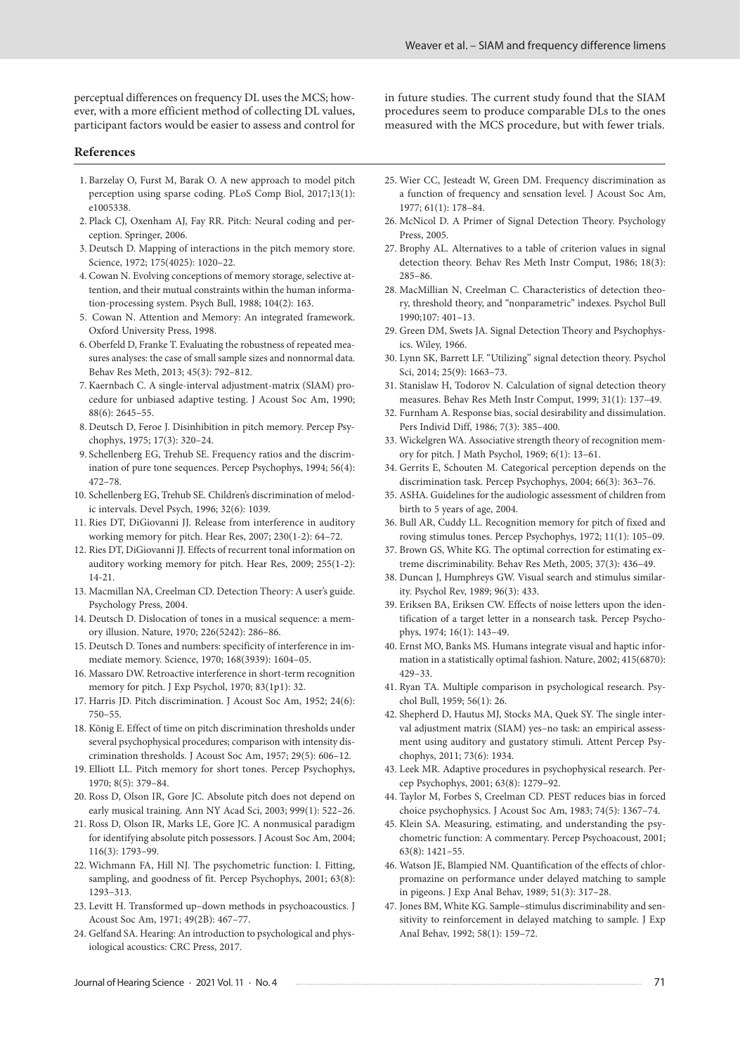perceptual differences on frequency DL uses the MCS; however, with a more efficient method of collecting DL values, participant factors would be easier to assess and control for in future studies. The current study found that the SIAM procedures seem to produce comparable DLs to the ones measured with the MCS procedure, but with fewer trials.

## References

1. Barzelay O, Furst M, Barak O. A new approach to model pitch perception using sparse coding. PLoS Comp Biol, 2017;13(1): e1005338.
2. Plack CJ, Oxenham AJ, Fay RR. Pitch: Neural coding and perception. Springer, 2006.
3. Deutsch D. Mapping of interactions in the pitch memory store. Science, 1972; 175(4025): 1020–22.
4. Cowan N. Evolving conceptions of memory storage, selective attention, and their mutual constraints within the human information-processing system. Psych Bull, 1988; 104(2): 163.
5. Cowan N. Attention and Memory: An integrated framework. Oxford University Press, 1998.
6. Oberfeld D, Franke T. Evaluating the robustness of repeated measures analyses: the case of small sample sizes and nonnormal data. Behav Res Meth, 2013; 45(3): 792–812.
7. Kaernbach C. A single-interval adjustment-matrix (SIAM) procedure for unbiased adaptive testing. J Acoust Soc Am, 1990; 88(6): 2645–55.
8. Deutsch D, Feroe J. Disinhibition in pitch memory. Percep Psychophys, 1975; 17(3): 320–24.
9. Schellenberg EG, Trehub SE. Frequency ratios and the discrimination of pure tone sequences. Percep Psychophys, 1994; 56(4): 472–78.
10. Schellenberg EG, Trehub SE. Children's discrimination of melodic intervals. Devel Psych, 1996; 32(6): 1039.
11. Ries DT, DiGiovanni JJ. Release from interference in auditory working memory for pitch. Hear Res, 2007; 230(1-2): 64–72.
12. Ries DT, DiGiovanni JJ. Effects of recurrent tonal information on auditory working memory for pitch. Hear Res, 2009; 255(1-2): 14-21.
13. Macmillan NA, Creelman CD. Detection Theory: A user's guide. Psychology Press, 2004.
14. Deutsch D. Dislocation of tones in a musical sequence: a memory illusion. Nature, 1970; 226(5242): 286–86.
15. Deutsch D. Tones and numbers: specificity of interference in immediate memory. Science, 1970; 168(3939): 1604–05.
16. Massaro DW. Retroactive interference in short-term recognition memory for pitch. J Exp Psychol, 1970; 83(1p1): 32.
17. Harris JD. Pitch discrimination. J Acoust Soc Am, 1952; 24(6): 750–55.
18. König E. Effect of time on pitch discrimination thresholds under several psychophysical procedures; comparison with intensity discrimination thresholds. J Acoust Soc Am, 1957; 29(5): 606–12.
19. Elliott LL. Pitch memory for short tones. Percep Psychophys, 1970; 8(5): 379–84.
20. Ross D, Olson IR, Gore JC. Absolute pitch does not depend on early musical training. Ann NY Acad Sci, 2003; 999(1): 522–26.
21. Ross D, Olson IR, Marks LE, Gore JC. A nonmusical paradigm for identifying absolute pitch possessors. J Acoust Soc Am, 2004; 116(3): 1793–99.
22. Wichmann FA, Hill NJ. The psychometric function: I. Fitting, sampling, and goodness of fit. Percep Psychophys, 2001; 63(8): 1293–313.
23. Levitt H. Transformed up–down methods in psychoacoustics. J Acoust Soc Am, 1971; 49(2B): 467–77.
24. Gelfand SA. Hearing: An introduction to psychological and physiological acoustics: CRC Press, 2017.
25. Wier CC, Jesteadt W, Green DM. Frequency discrimination as a function of frequency and sensation level. J Acoust Soc Am, 1977; 61(1): 178–84.
26. McNicol D. A Primer of Signal Detection Theory. Psychology Press, 2005.
27. Brophy AL. Alternatives to a table of criterion values in signal detection theory. Behav Res Meth Instr Comput, 1986; 18(3): 285–86.
28. MacMillian N, Creelman C. Characteristics of detection theory, threshold theory, and "nonparametric" indexes. Psychol Bull 1990;107: 401–13.
29. Green DM, Swets JA. Signal Detection Theory and Psychophysics. Wiley, 1966.
30. Lynn SK, Barrett LF. "Utilizing" signal detection theory. Psychol Sci, 2014; 25(9): 1663–73.
31. Stanislaw H, Todorov N. Calculation of signal detection theory measures. Behav Res Meth Instr Comput, 1999; 31(1): 137–49.
32. Furnham A. Response bias, social desirability and dissimulation. Pers Individ Diff, 1986; 7(3): 385–400.
33. Wickelgren WA. Associative strength theory of recognition memory for pitch. J Math Psychol, 1969; 6(1): 13–61.
34. Gerrits E, Schouten M. Categorical perception depends on the discrimination task. Percep Psychophys, 2004; 66(3): 363–76.
35. ASHA. Guidelines for the audiologic assessment of children from birth to 5 years of age, 2004.
36. Bull AR, Cuddy LL. Recognition memory for pitch of fixed and roving stimulus tones. Percep Psychophys, 1972; 11(1): 105–09.
37. Brown GS, White KG. The optimal correction for estimating extreme discriminability. Behav Res Meth, 2005; 37(3): 436–49.
38. Duncan J, Humphreys GW. Visual search and stimulus similarity. Psychol Rev, 1989; 96(3): 433.
39. Eriksen BA, Eriksen CW. Effects of noise letters upon the identification of a target letter in a nonsearch task. Percep Psychophys, 1974; 16(1): 143–49.
40. Ernst MO, Banks MS. Humans integrate visual and haptic information in a statistically optimal fashion. Nature, 2002; 415(6870): 429–33.
41. Ryan TA. Multiple comparison in psychological research. Psychol Bull, 1959; 56(1): 26.
42. Shepherd D, Hautus MJ, Stocks MA, Quek SY. The single interval adjustment matrix (SIAM) yes–no task: an empirical assessment using auditory and gustatory stimuli. Attent Percep Psychophys, 2011; 73(6): 1934.
43. Leek MR. Adaptive procedures in psychophysical research. Percep Psychophys, 2001; 63(8): 1279–92.
44. Taylor M, Forbes S, Creelman CD. PEST reduces bias in forced choice psychophysics. J Acoust Soc Am, 1983; 74(5): 1367–74.
45. Klein SA. Measuring, estimating, and understanding the psychometric function: A commentary. Percep Psychoacoust, 2001; 63(8): 1421–55.
46. Watson JE, Blampied NM. Quantification of the effects of chlorpromazine on performance under delayed matching to sample in pigeons. J Exp Anal Behav, 1989; 51(3): 317–28.
47. Jones BM, White KG. Sample–stimulus discriminability and sensitivity to reinforcement in delayed matching to sample. J Exp Anal Behav, 1992; 58(1): 159–72.